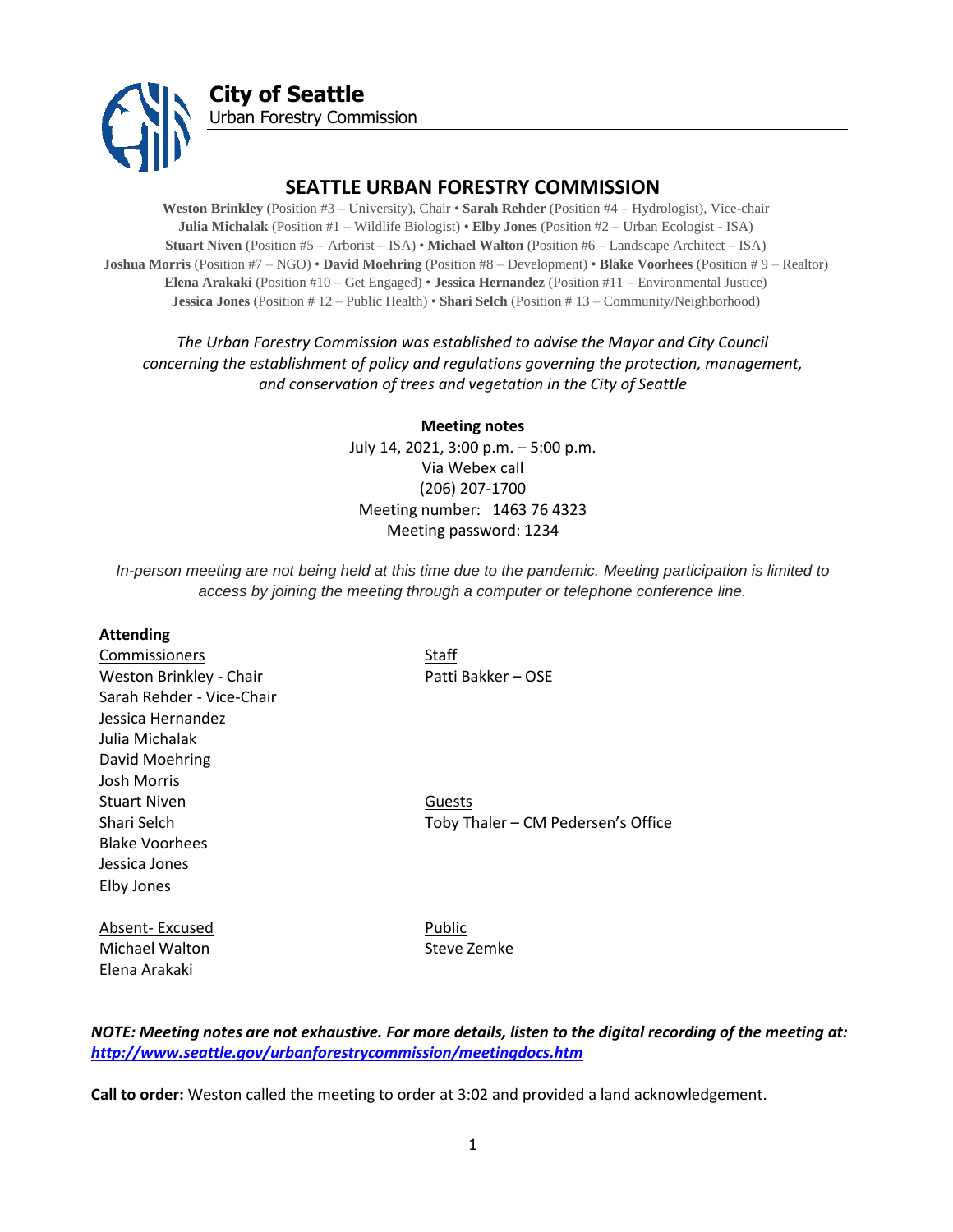**City of Seattle**
Urban Forestry Commission

# SEATTLE URBAN FORESTRY COMMISSION

**Weston Brinkley** (Position #3 – University), Chair • **Sarah Rehder** (Position #4 – Hydrologist), Vice-chair
**Julia Michalak** (Position #1 – Wildlife Biologist) • **Elby Jones** (Position #2 – Urban Ecologist - ISA)
**Stuart Niven** (Position #5 – Arborist – ISA) • **Michael Walton** (Position #6 – Landscape Architect – ISA)
**Joshua Morris** (Position #7 – NGO) • **David Moehring** (Position #8 – Development) • **Blake Voorhees** (Position # 9 – Realtor)
**Elena Arakaki** (Position #10 – Get Engaged) • **Jessica Hernandez** (Position #11 – Environmental Justice)
**Jessica Jones** (Position # 12 – Public Health) • **Shari Selch** (Position # 13 – Community/Neighborhood)

*The Urban Forestry Commission was established to advise the Mayor and City Council concerning the establishment of policy and regulations governing the protection, management, and conservation of trees and vegetation in the City of Seattle*

**Meeting notes**
July 14, 2021, 3:00 p.m. – 5:00 p.m.
Via Webex call
(206) 207-1700
Meeting number: 1463 76 4323
Meeting password: 1234

*In-person meeting are not being held at this time due to the pandemic. Meeting participation is limited to access by joining the meeting through a computer or telephone conference line.*

**Attending**

Commissioners
Weston Brinkley - Chair
Sarah Rehder - Vice-Chair
Jessica Hernandez
Julia Michalak
David Moehring
Josh Morris
Stuart Niven
Shari Selch
Blake Voorhees
Jessica Jones
Elby Jones

Staff
Patti Bakker – OSE

Guests
Toby Thaler – CM Pedersen's Office

Absent- Excused
Michael Walton
Elena Arakaki

Public
Steve Zemke

***NOTE: Meeting notes are not exhaustive. For more details, listen to the digital recording of the meeting at: http://www.seattle.gov/urbanforestrycommission/meetingdocs.htm***

**Call to order:** Weston called the meeting to order at 3:02 and provided a land acknowledgement.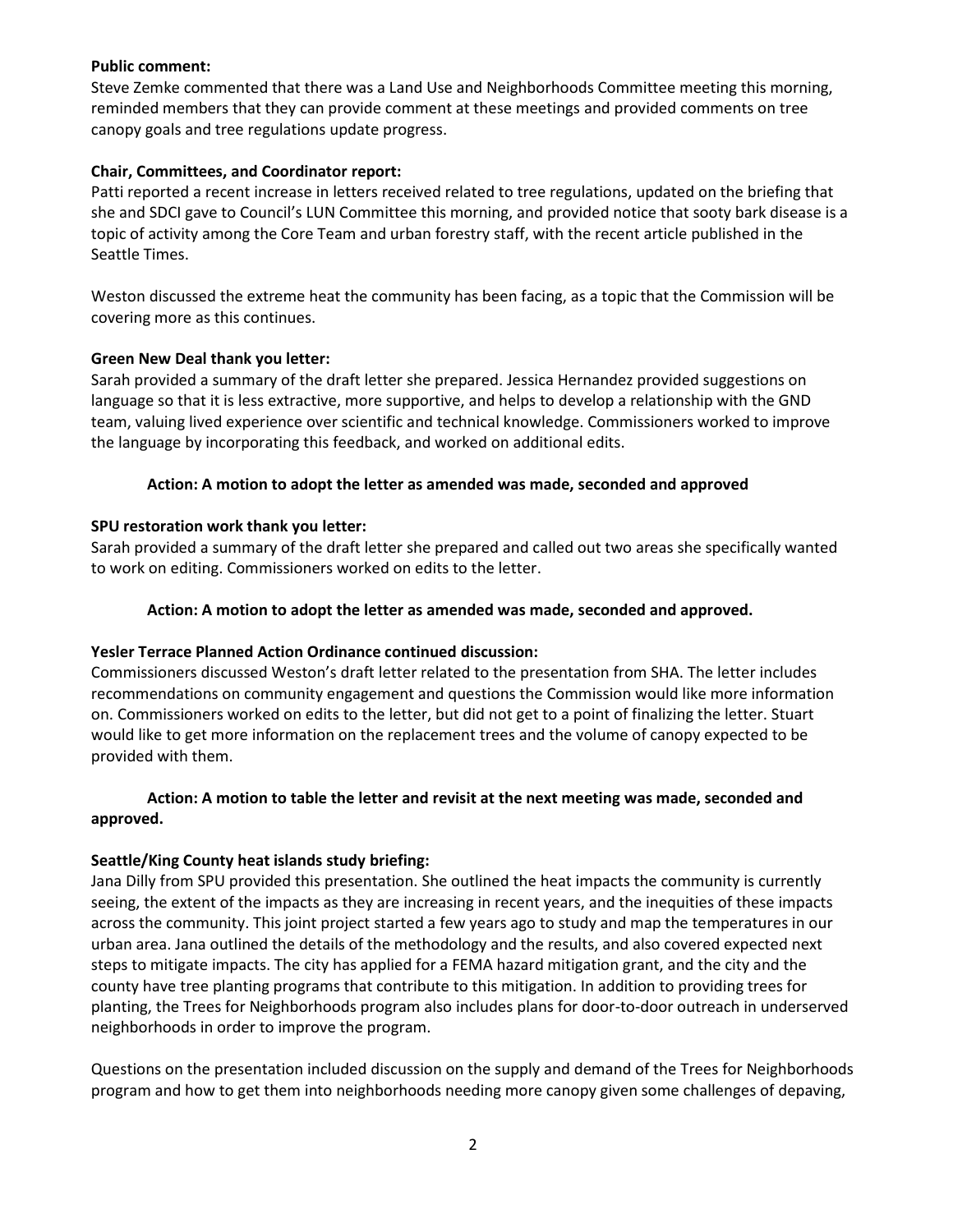**Public comment:**
Steve Zemke commented that there was a Land Use and Neighborhoods Committee meeting this morning, reminded members that they can provide comment at these meetings and provided comments on tree canopy goals and tree regulations update progress.

**Chair, Committees, and Coordinator report:**
Patti reported a recent increase in letters received related to tree regulations, updated on the briefing that she and SDCI gave to Council's LUN Committee this morning, and provided notice that sooty bark disease is a topic of activity among the Core Team and urban forestry staff, with the recent article published in the Seattle Times.

Weston discussed the extreme heat the community has been facing, as a topic that the Commission will be covering more as this continues.

**Green New Deal thank you letter:**
Sarah provided a summary of the draft letter she prepared. Jessica Hernandez provided suggestions on language so that it is less extractive, more supportive, and helps to develop a relationship with the GND team, valuing lived experience over scientific and technical knowledge. Commissioners worked to improve the language by incorporating this feedback, and worked on additional edits.

**Action: A motion to adopt the letter as amended was made, seconded and approved**

**SPU restoration work thank you letter:**
Sarah provided a summary of the draft letter she prepared and called out two areas she specifically wanted to work on editing. Commissioners worked on edits to the letter.

**Action: A motion to adopt the letter as amended was made, seconded and approved.**

**Yesler Terrace Planned Action Ordinance continued discussion:**
Commissioners discussed Weston's draft letter related to the presentation from SHA. The letter includes recommendations on community engagement and questions the Commission would like more information on. Commissioners worked on edits to the letter, but did not get to a point of finalizing the letter. Stuart would like to get more information on the replacement trees and the volume of canopy expected to be provided with them.

**Action: A motion to table the letter and revisit at the next meeting was made, seconded and approved.**

**Seattle/King County heat islands study briefing:**
Jana Dilly from SPU provided this presentation. She outlined the heat impacts the community is currently seeing, the extent of the impacts as they are increasing in recent years, and the inequities of these impacts across the community. This joint project started a few years ago to study and map the temperatures in our urban area. Jana outlined the details of the methodology and the results, and also covered expected next steps to mitigate impacts. The city has applied for a FEMA hazard mitigation grant, and the city and the county have tree planting programs that contribute to this mitigation. In addition to providing trees for planting, the Trees for Neighborhoods program also includes plans for door-to-door outreach in underserved neighborhoods in order to improve the program.

Questions on the presentation included discussion on the supply and demand of the Trees for Neighborhoods program and how to get them into neighborhoods needing more canopy given some challenges of depaving,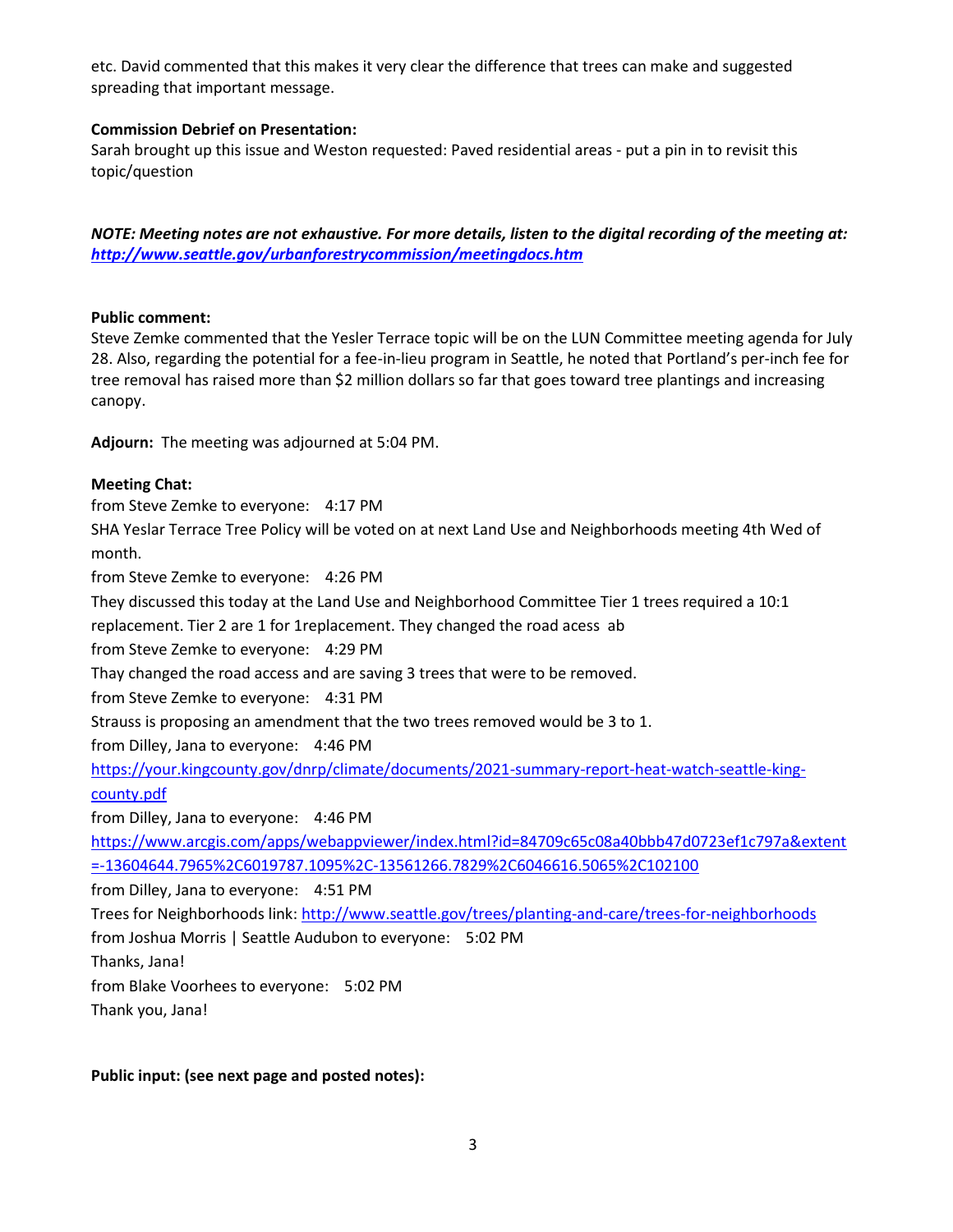etc. David commented that this makes it very clear the difference that trees can make and suggested spreading that important message.

**Commission Debrief on Presentation:**
Sarah brought up this issue and Weston requested: Paved residential areas - put a pin in to revisit this topic/question

***NOTE: Meeting notes are not exhaustive. For more details, listen to the digital recording of the meeting at: [http://www.seattle.gov/urbanforestrycommission/meetingdocs.htm](http://www.seattle.gov/urbanforestrycommission/meetingdocs.htm)***

**Public comment:**
Steve Zemke commented that the Yesler Terrace topic will be on the LUN Committee meeting agenda for July 28. Also, regarding the potential for a fee-in-lieu program in Seattle, he noted that Portland's per-inch fee for tree removal has raised more than $2 million dollars so far that goes toward tree plantings and increasing canopy.

**Adjourn:** The meeting was adjourned at 5:04 PM.

**Meeting Chat:**
from Steve Zemke to everyone: 4:17 PM
SHA Yeslar Terrace Tree Policy will be voted on at next Land Use and Neighborhoods meeting 4th Wed of month.
from Steve Zemke to everyone: 4:26 PM
They discussed this today at the Land Use and Neighborhood Committee Tier 1 trees required a 10:1 replacement. Tier 2 are 1 for 1replacement. They changed the road acess ab
from Steve Zemke to everyone: 4:29 PM
Thay changed the road access and are saving 3 trees that were to be removed.
from Steve Zemke to everyone: 4:31 PM
Strauss is proposing an amendment that the two trees removed would be 3 to 1.
from Dilley, Jana to everyone: 4:46 PM
[https://your.kingcounty.gov/dnrp/climate/documents/2021-summary-report-heat-watch-seattle-king-county.pdf](https://your.kingcounty.gov/dnrp/climate/documents/2021-summary-report-heat-watch-seattle-king-county.pdf)
from Dilley, Jana to everyone: 4:46 PM
[https://www.arcgis.com/apps/webappviewer/index.html?id=84709c65c08a40bbb47d0723ef1c797a&extent=-13604644.7965%2C6019787.1095%2C-13561266.7829%2C6046616.5065%2C102100](https://www.arcgis.com/apps/webappviewer/index.html?id=84709c65c08a40bbb47d0723ef1c797a&extent=-13604644.7965%2C6019787.1095%2C-13561266.7829%2C6046616.5065%2C102100)
from Dilley, Jana to everyone: 4:51 PM
Trees for Neighborhoods link: [http://www.seattle.gov/trees/planting-and-care/trees-for-neighborhoods](http://www.seattle.gov/trees/planting-and-care/trees-for-neighborhoods)
from Joshua Morris | Seattle Audubon to everyone: 5:02 PM
Thanks, Jana!
from Blake Voorhees to everyone: 5:02 PM
Thank you, Jana!

**Public input: (see next page and posted notes):**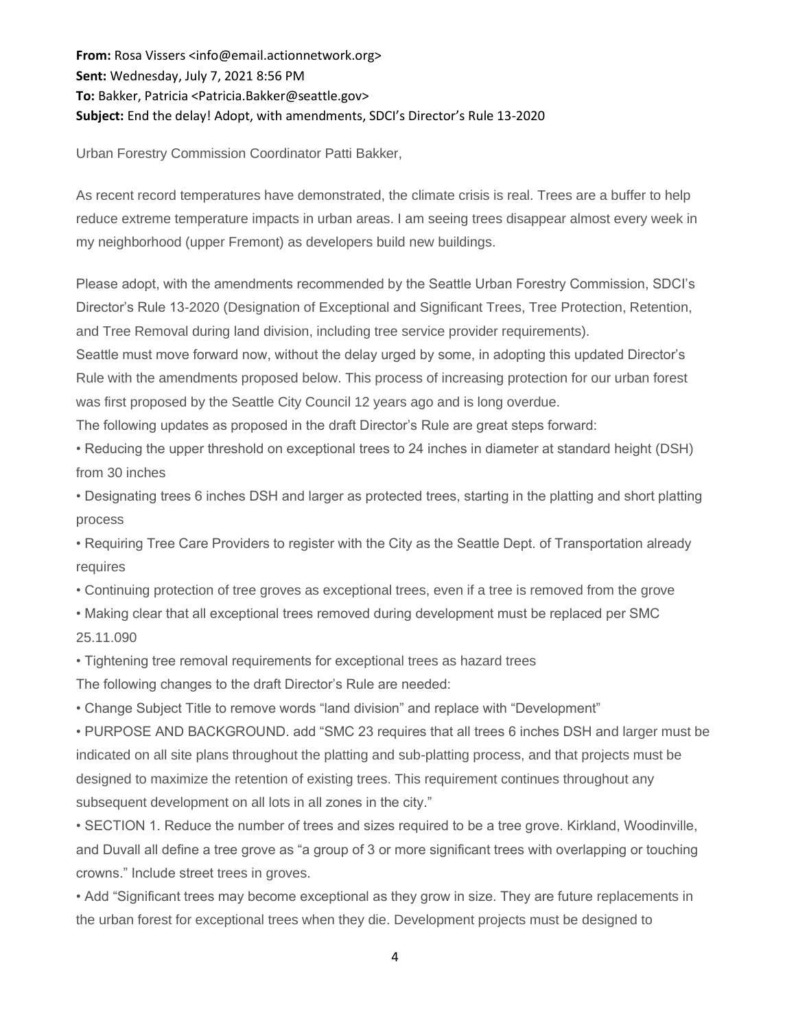**From:** Rosa Vissers <info@email.actionnetwork.org>
**Sent:** Wednesday, July 7, 2021 8:56 PM
**To:** Bakker, Patricia <Patricia.Bakker@seattle.gov>
**Subject:** End the delay! Adopt, with amendments, SDCI's Director's Rule 13-2020

Urban Forestry Commission Coordinator Patti Bakker,

As recent record temperatures have demonstrated, the climate crisis is real. Trees are a buffer to help reduce extreme temperature impacts in urban areas. I am seeing trees disappear almost every week in my neighborhood (upper Fremont) as developers build new buildings.

Please adopt, with the amendments recommended by the Seattle Urban Forestry Commission, SDCI's Director's Rule 13-2020 (Designation of Exceptional and Significant Trees, Tree Protection, Retention, and Tree Removal during land division, including tree service provider requirements).
Seattle must move forward now, without the delay urged by some, in adopting this updated Director's Rule with the amendments proposed below. This process of increasing protection for our urban forest was first proposed by the Seattle City Council 12 years ago and is long overdue.
The following updates as proposed in the draft Director's Rule are great steps forward:

- Reducing the upper threshold on exceptional trees to 24 inches in diameter at standard height (DSH) from 30 inches
- Designating trees 6 inches DSH and larger as protected trees, starting in the platting and short platting process
- Requiring Tree Care Providers to register with the City as the Seattle Dept. of Transportation already requires
- Continuing protection of tree groves as exceptional trees, even if a tree is removed from the grove
- Making clear that all exceptional trees removed during development must be replaced per SMC 25.11.090
- Tightening tree removal requirements for exceptional trees as hazard trees

The following changes to the draft Director's Rule are needed:

- Change Subject Title to remove words "land division" and replace with "Development"
- PURPOSE AND BACKGROUND. add "SMC 23 requires that all trees 6 inches DSH and larger must be indicated on all site plans throughout the platting and sub-platting process, and that projects must be designed to maximize the retention of existing trees. This requirement continues throughout any subsequent development on all lots in all zones in the city."
- SECTION 1. Reduce the number of trees and sizes required to be a tree grove. Kirkland, Woodinville, and Duvall all define a tree grove as "a group of 3 or more significant trees with overlapping or touching crowns." Include street trees in groves.
- Add "Significant trees may become exceptional as they grow in size. They are future replacements in the urban forest for exceptional trees when they die. Development projects must be designed to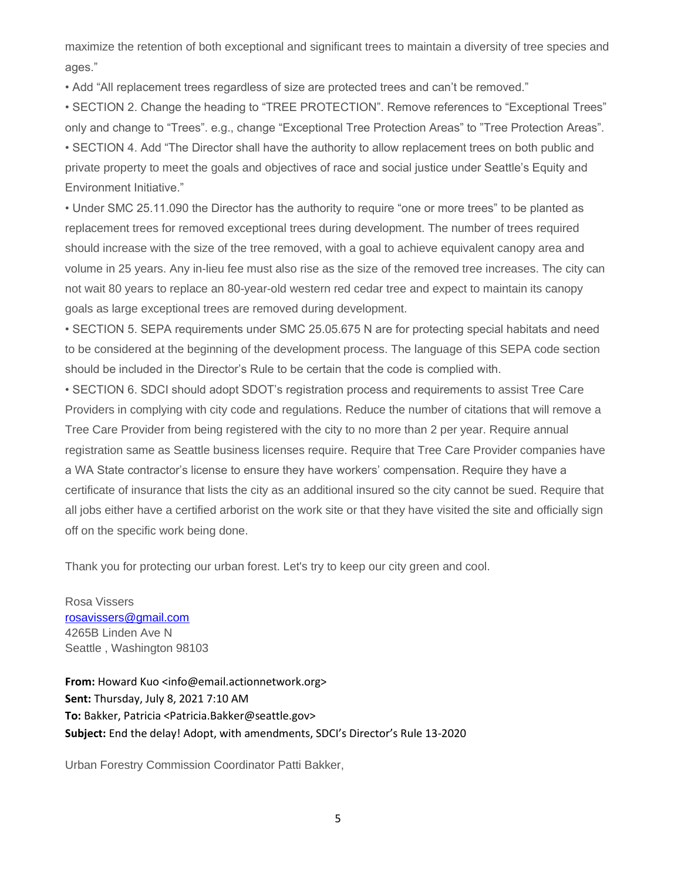maximize the retention of both exceptional and significant trees to maintain a diversity of tree species and ages."

• Add "All replacement trees regardless of size are protected trees and can't be removed."

• SECTION 2. Change the heading to "TREE PROTECTION". Remove references to "Exceptional Trees" only and change to "Trees". e.g., change "Exceptional Tree Protection Areas" to "Tree Protection Areas".

• SECTION 4. Add "The Director shall have the authority to allow replacement trees on both public and private property to meet the goals and objectives of race and social justice under Seattle's Equity and Environment Initiative."

• Under SMC 25.11.090 the Director has the authority to require "one or more trees" to be planted as replacement trees for removed exceptional trees during development. The number of trees required should increase with the size of the tree removed, with a goal to achieve equivalent canopy area and volume in 25 years. Any in-lieu fee must also rise as the size of the removed tree increases. The city can not wait 80 years to replace an 80-year-old western red cedar tree and expect to maintain its canopy goals as large exceptional trees are removed during development.

• SECTION 5. SEPA requirements under SMC 25.05.675 N are for protecting special habitats and need to be considered at the beginning of the development process. The language of this SEPA code section should be included in the Director's Rule to be certain that the code is complied with.

• SECTION 6. SDCI should adopt SDOT's registration process and requirements to assist Tree Care Providers in complying with city code and regulations. Reduce the number of citations that will remove a Tree Care Provider from being registered with the city to no more than 2 per year. Require annual registration same as Seattle business licenses require. Require that Tree Care Provider companies have a WA State contractor's license to ensure they have workers' compensation. Require they have a certificate of insurance that lists the city as an additional insured so the city cannot be sued. Require that all jobs either have a certified arborist on the work site or that they have visited the site and officially sign off on the specific work being done.

Thank you for protecting our urban forest. Let's try to keep our city green and cool.

Rosa Vissers
rosavissers@gmail.com
4265B Linden Ave N
Seattle , Washington 98103

**From:** Howard Kuo <info@email.actionnetwork.org>
**Sent:** Thursday, July 8, 2021 7:10 AM
**To:** Bakker, Patricia <Patricia.Bakker@seattle.gov>
**Subject:** End the delay! Adopt, with amendments, SDCI's Director's Rule 13-2020

Urban Forestry Commission Coordinator Patti Bakker,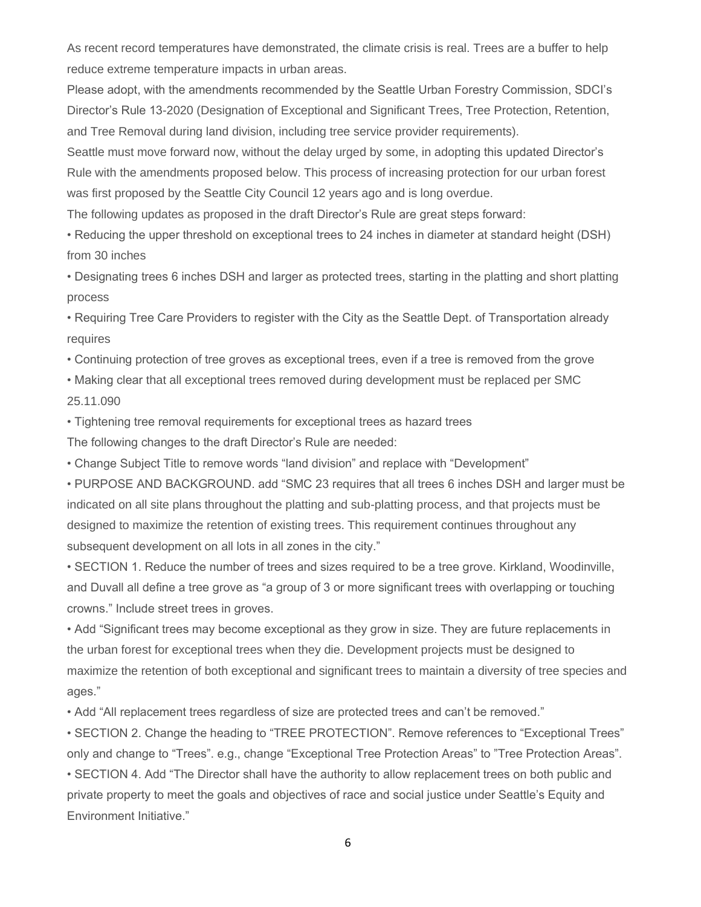As recent record temperatures have demonstrated, the climate crisis is real. Trees are a buffer to help reduce extreme temperature impacts in urban areas.

Please adopt, with the amendments recommended by the Seattle Urban Forestry Commission, SDCI's Director's Rule 13-2020 (Designation of Exceptional and Significant Trees, Tree Protection, Retention, and Tree Removal during land division, including tree service provider requirements).

Seattle must move forward now, without the delay urged by some, in adopting this updated Director's Rule with the amendments proposed below. This process of increasing protection for our urban forest was first proposed by the Seattle City Council 12 years ago and is long overdue.

The following updates as proposed in the draft Director's Rule are great steps forward:

- Reducing the upper threshold on exceptional trees to 24 inches in diameter at standard height (DSH) from 30 inches
- Designating trees 6 inches DSH and larger as protected trees, starting in the platting and short platting process
- Requiring Tree Care Providers to register with the City as the Seattle Dept. of Transportation already requires
- Continuing protection of tree groves as exceptional trees, even if a tree is removed from the grove
- Making clear that all exceptional trees removed during development must be replaced per SMC 25.11.090
- Tightening tree removal requirements for exceptional trees as hazard trees

The following changes to the draft Director's Rule are needed:

- Change Subject Title to remove words "land division" and replace with "Development"
- PURPOSE AND BACKGROUND. add "SMC 23 requires that all trees 6 inches DSH and larger must be indicated on all site plans throughout the platting and sub-platting process, and that projects must be designed to maximize the retention of existing trees. This requirement continues throughout any subsequent development on all lots in all zones in the city."
- SECTION 1. Reduce the number of trees and sizes required to be a tree grove. Kirkland, Woodinville, and Duvall all define a tree grove as "a group of 3 or more significant trees with overlapping or touching crowns." Include street trees in groves.
- Add "Significant trees may become exceptional as they grow in size. They are future replacements in the urban forest for exceptional trees when they die. Development projects must be designed to maximize the retention of both exceptional and significant trees to maintain a diversity of tree species and ages."
- Add "All replacement trees regardless of size are protected trees and can't be removed."
- SECTION 2. Change the heading to "TREE PROTECTION". Remove references to "Exceptional Trees" only and change to "Trees". e.g., change "Exceptional Tree Protection Areas" to "Tree Protection Areas".
- SECTION 4. Add "The Director shall have the authority to allow replacement trees on both public and private property to meet the goals and objectives of race and social justice under Seattle's Equity and Environment Initiative."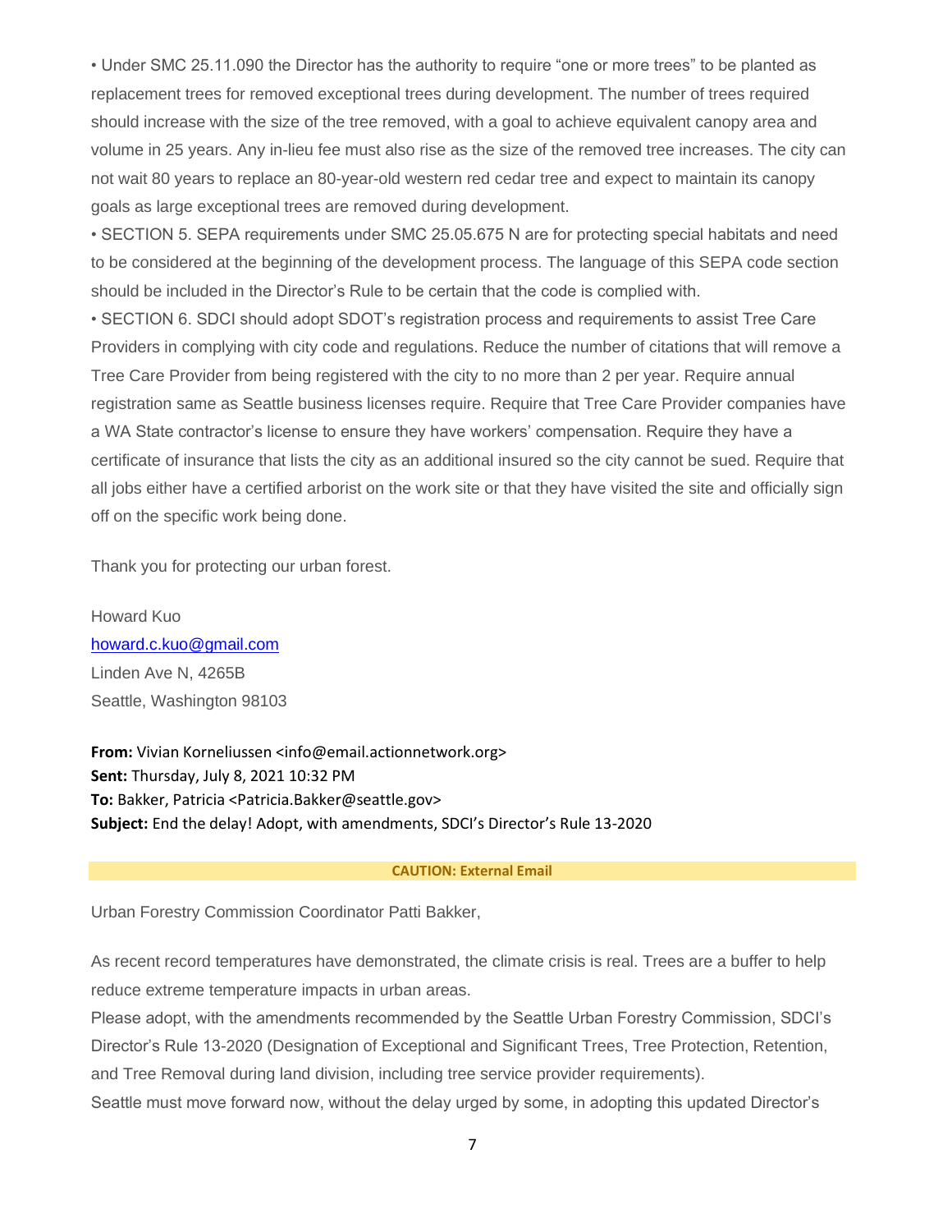• Under SMC 25.11.090 the Director has the authority to require "one or more trees" to be planted as replacement trees for removed exceptional trees during development. The number of trees required should increase with the size of the tree removed, with a goal to achieve equivalent canopy area and volume in 25 years. Any in-lieu fee must also rise as the size of the removed tree increases. The city can not wait 80 years to replace an 80-year-old western red cedar tree and expect to maintain its canopy goals as large exceptional trees are removed during development.

• SECTION 5. SEPA requirements under SMC 25.05.675 N are for protecting special habitats and need to be considered at the beginning of the development process. The language of this SEPA code section should be included in the Director's Rule to be certain that the code is complied with.

• SECTION 6. SDCI should adopt SDOT's registration process and requirements to assist Tree Care Providers in complying with city code and regulations. Reduce the number of citations that will remove a Tree Care Provider from being registered with the city to no more than 2 per year. Require annual registration same as Seattle business licenses require. Require that Tree Care Provider companies have a WA State contractor's license to ensure they have workers' compensation. Require they have a certificate of insurance that lists the city as an additional insured so the city cannot be sued. Require that all jobs either have a certified arborist on the work site or that they have visited the site and officially sign off on the specific work being done.

Thank you for protecting our urban forest.

Howard Kuo
howard.c.kuo@gmail.com
Linden Ave N, 4265B
Seattle, Washington 98103

**From:** Vivian Korneliussen <info@email.actionnetwork.org>
**Sent:** Thursday, July 8, 2021 10:32 PM
**To:** Bakker, Patricia <Patricia.Bakker@seattle.gov>
**Subject:** End the delay! Adopt, with amendments, SDCI's Director's Rule 13-2020

**CAUTION: External Email**

Urban Forestry Commission Coordinator Patti Bakker,

As recent record temperatures have demonstrated, the climate crisis is real. Trees are a buffer to help reduce extreme temperature impacts in urban areas.

Please adopt, with the amendments recommended by the Seattle Urban Forestry Commission, SDCI's Director's Rule 13-2020 (Designation of Exceptional and Significant Trees, Tree Protection, Retention, and Tree Removal during land division, including tree service provider requirements).

Seattle must move forward now, without the delay urged by some, in adopting this updated Director's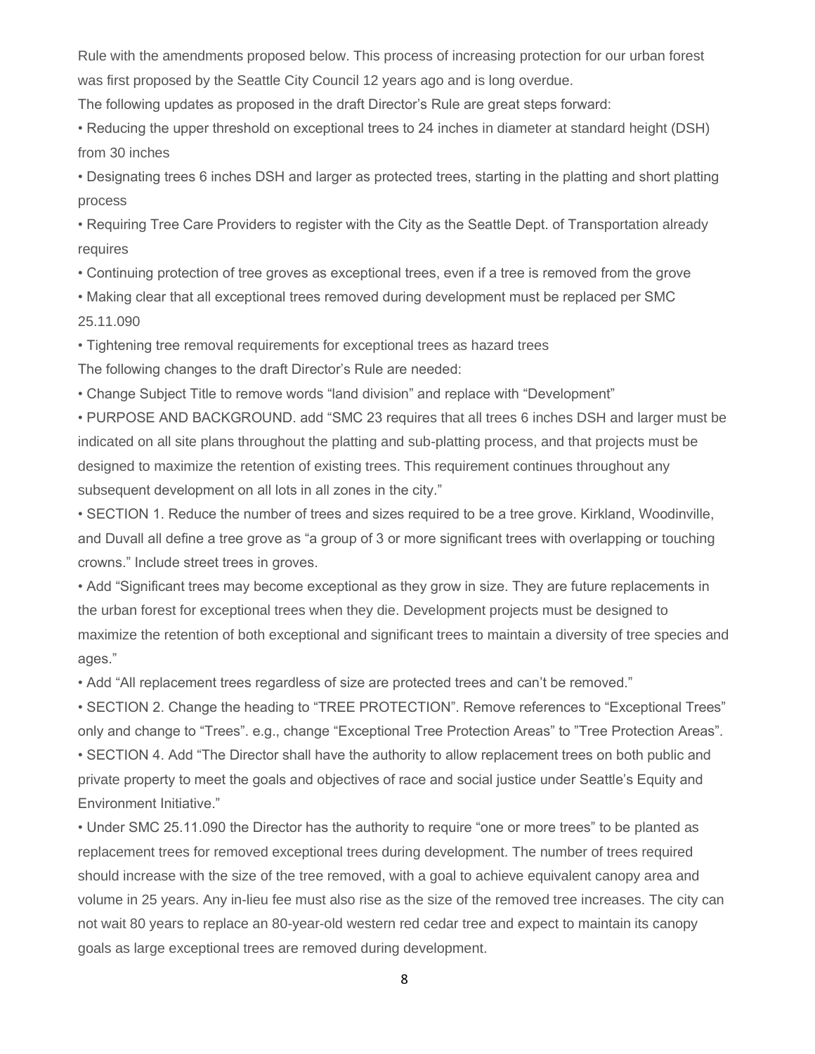Rule with the amendments proposed below. This process of increasing protection for our urban forest was first proposed by the Seattle City Council 12 years ago and is long overdue.

The following updates as proposed in the draft Director's Rule are great steps forward:

- Reducing the upper threshold on exceptional trees to 24 inches in diameter at standard height (DSH) from 30 inches
- Designating trees 6 inches DSH and larger as protected trees, starting in the platting and short platting process
- Requiring Tree Care Providers to register with the City as the Seattle Dept. of Transportation already requires
- Continuing protection of tree groves as exceptional trees, even if a tree is removed from the grove
- Making clear that all exceptional trees removed during development must be replaced per SMC 25.11.090
- Tightening tree removal requirements for exceptional trees as hazard trees

The following changes to the draft Director's Rule are needed:

- Change Subject Title to remove words "land division" and replace with "Development"
- PURPOSE AND BACKGROUND. add "SMC 23 requires that all trees 6 inches DSH and larger must be indicated on all site plans throughout the platting and sub-platting process, and that projects must be designed to maximize the retention of existing trees. This requirement continues throughout any subsequent development on all lots in all zones in the city."
- SECTION 1. Reduce the number of trees and sizes required to be a tree grove. Kirkland, Woodinville, and Duvall all define a tree grove as "a group of 3 or more significant trees with overlapping or touching crowns." Include street trees in groves.
- Add "Significant trees may become exceptional as they grow in size. They are future replacements in the urban forest for exceptional trees when they die. Development projects must be designed to maximize the retention of both exceptional and significant trees to maintain a diversity of tree species and ages."
- Add "All replacement trees regardless of size are protected trees and can't be removed."
- SECTION 2. Change the heading to "TREE PROTECTION". Remove references to "Exceptional Trees" only and change to "Trees". e.g., change "Exceptional Tree Protection Areas" to "Tree Protection Areas".
- SECTION 4. Add "The Director shall have the authority to allow replacement trees on both public and private property to meet the goals and objectives of race and social justice under Seattle's Equity and Environment Initiative."
- Under SMC 25.11.090 the Director has the authority to require "one or more trees" to be planted as replacement trees for removed exceptional trees during development. The number of trees required should increase with the size of the tree removed, with a goal to achieve equivalent canopy area and volume in 25 years. Any in-lieu fee must also rise as the size of the removed tree increases. The city can not wait 80 years to replace an 80-year-old western red cedar tree and expect to maintain its canopy goals as large exceptional trees are removed during development.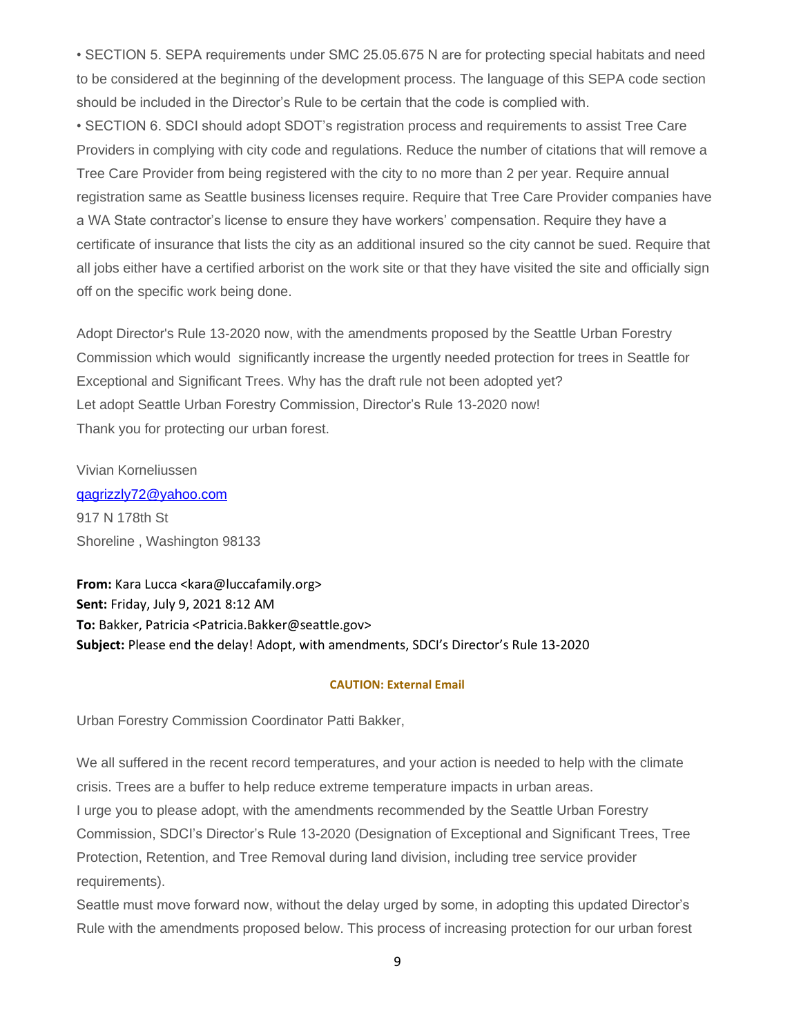• SECTION 5. SEPA requirements under SMC 25.05.675 N are for protecting special habitats and need to be considered at the beginning of the development process. The language of this SEPA code section should be included in the Director's Rule to be certain that the code is complied with.

• SECTION 6. SDCI should adopt SDOT's registration process and requirements to assist Tree Care Providers in complying with city code and regulations. Reduce the number of citations that will remove a Tree Care Provider from being registered with the city to no more than 2 per year. Require annual registration same as Seattle business licenses require. Require that Tree Care Provider companies have a WA State contractor's license to ensure they have workers' compensation. Require they have a certificate of insurance that lists the city as an additional insured so the city cannot be sued. Require that all jobs either have a certified arborist on the work site or that they have visited the site and officially sign off on the specific work being done.

Adopt Director's Rule 13-2020 now, with the amendments proposed by the Seattle Urban Forestry Commission which would significantly increase the urgently needed protection for trees in Seattle for Exceptional and Significant Trees. Why has the draft rule not been adopted yet?
Let adopt Seattle Urban Forestry Commission, Director's Rule 13-2020 now!
Thank you for protecting our urban forest.

Vivian Korneliussen
qagrizzly72@yahoo.com
917 N 178th St
Shoreline , Washington 98133

**From:** Kara Lucca <kara@luccafamily.org>
**Sent:** Friday, July 9, 2021 8:12 AM
**To:** Bakker, Patricia <Patricia.Bakker@seattle.gov>
**Subject:** Please end the delay! Adopt, with amendments, SDCI's Director's Rule 13-2020

**CAUTION: External Email**

Urban Forestry Commission Coordinator Patti Bakker,

We all suffered in the recent record temperatures, and your action is needed to help with the climate crisis. Trees are a buffer to help reduce extreme temperature impacts in urban areas.
I urge you to please adopt, with the amendments recommended by the Seattle Urban Forestry Commission, SDCI's Director's Rule 13-2020 (Designation of Exceptional and Significant Trees, Tree Protection, Retention, and Tree Removal during land division, including tree service provider requirements).
Seattle must move forward now, without the delay urged by some, in adopting this updated Director's Rule with the amendments proposed below. This process of increasing protection for our urban forest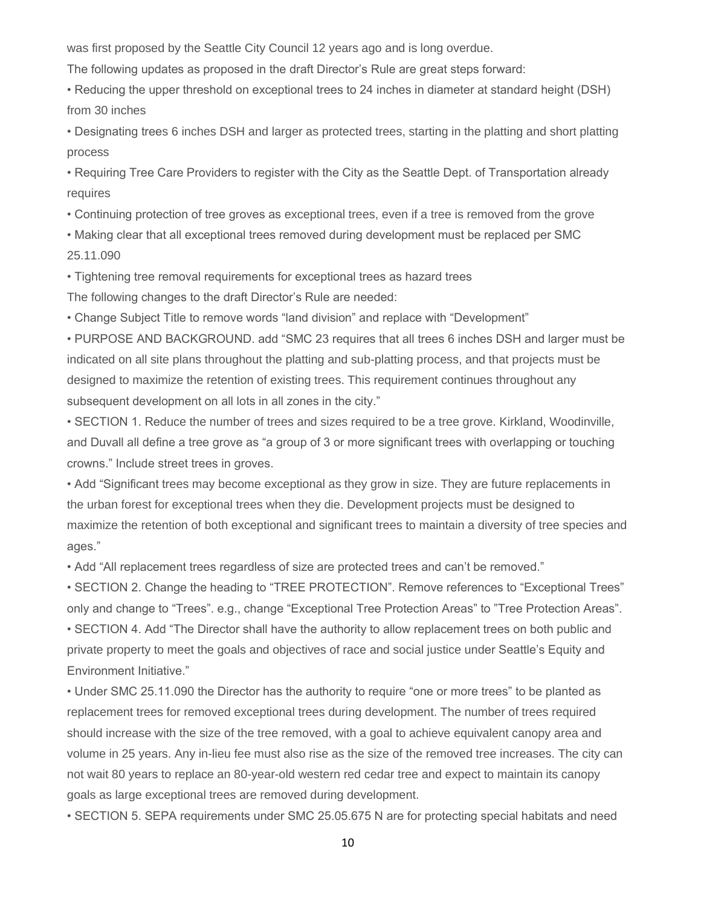was first proposed by the Seattle City Council 12 years ago and is long overdue.

The following updates as proposed in the draft Director's Rule are great steps forward:

- Reducing the upper threshold on exceptional trees to 24 inches in diameter at standard height (DSH) from 30 inches
- Designating trees 6 inches DSH and larger as protected trees, starting in the platting and short platting process
- Requiring Tree Care Providers to register with the City as the Seattle Dept. of Transportation already requires
- Continuing protection of tree groves as exceptional trees, even if a tree is removed from the grove
- Making clear that all exceptional trees removed during development must be replaced per SMC 25.11.090
- Tightening tree removal requirements for exceptional trees as hazard trees

The following changes to the draft Director's Rule are needed:

- Change Subject Title to remove words "land division" and replace with "Development"
- PURPOSE AND BACKGROUND. add "SMC 23 requires that all trees 6 inches DSH and larger must be indicated on all site plans throughout the platting and sub-platting process, and that projects must be designed to maximize the retention of existing trees. This requirement continues throughout any subsequent development on all lots in all zones in the city."
- SECTION 1. Reduce the number of trees and sizes required to be a tree grove. Kirkland, Woodinville, and Duvall all define a tree grove as "a group of 3 or more significant trees with overlapping or touching crowns." Include street trees in groves.
- Add "Significant trees may become exceptional as they grow in size. They are future replacements in the urban forest for exceptional trees when they die. Development projects must be designed to maximize the retention of both exceptional and significant trees to maintain a diversity of tree species and ages."
- Add "All replacement trees regardless of size are protected trees and can't be removed."
- SECTION 2. Change the heading to "TREE PROTECTION". Remove references to "Exceptional Trees" only and change to "Trees". e.g., change "Exceptional Tree Protection Areas" to "Tree Protection Areas".
- SECTION 4. Add "The Director shall have the authority to allow replacement trees on both public and private property to meet the goals and objectives of race and social justice under Seattle's Equity and Environment Initiative."
- Under SMC 25.11.090 the Director has the authority to require "one or more trees" to be planted as replacement trees for removed exceptional trees during development. The number of trees required should increase with the size of the tree removed, with a goal to achieve equivalent canopy area and volume in 25 years. Any in-lieu fee must also rise as the size of the removed tree increases. The city can not wait 80 years to replace an 80-year-old western red cedar tree and expect to maintain its canopy goals as large exceptional trees are removed during development.
- SECTION 5. SEPA requirements under SMC 25.05.675 N are for protecting special habitats and need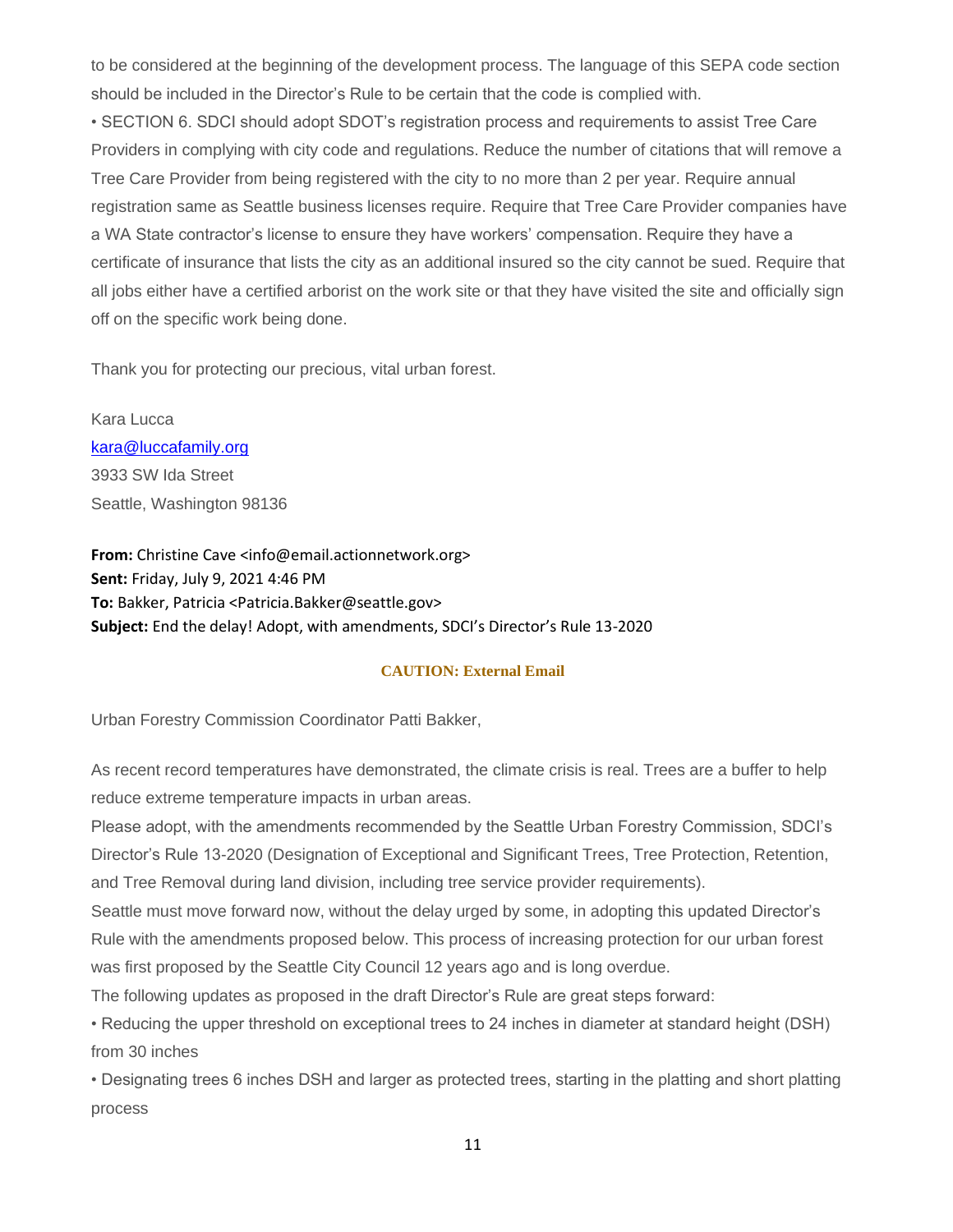to be considered at the beginning of the development process. The language of this SEPA code section should be included in the Director's Rule to be certain that the code is complied with.

• SECTION 6. SDCI should adopt SDOT's registration process and requirements to assist Tree Care Providers in complying with city code and regulations. Reduce the number of citations that will remove a Tree Care Provider from being registered with the city to no more than 2 per year. Require annual registration same as Seattle business licenses require. Require that Tree Care Provider companies have a WA State contractor's license to ensure they have workers' compensation. Require they have a certificate of insurance that lists the city as an additional insured so the city cannot be sued. Require that all jobs either have a certified arborist on the work site or that they have visited the site and officially sign off on the specific work being done.

Thank you for protecting our precious, vital urban forest.

Kara Lucca
kara@luccafamily.org
3933 SW Ida Street
Seattle, Washington 98136

**From:** Christine Cave <info@email.actionnetwork.org>
**Sent:** Friday, July 9, 2021 4:46 PM
**To:** Bakker, Patricia <Patricia.Bakker@seattle.gov>
**Subject:** End the delay! Adopt, with amendments, SDCI's Director's Rule 13-2020

**CAUTION: External Email**

Urban Forestry Commission Coordinator Patti Bakker,

As recent record temperatures have demonstrated, the climate crisis is real. Trees are a buffer to help reduce extreme temperature impacts in urban areas.

Please adopt, with the amendments recommended by the Seattle Urban Forestry Commission, SDCI's Director's Rule 13-2020 (Designation of Exceptional and Significant Trees, Tree Protection, Retention, and Tree Removal during land division, including tree service provider requirements).

Seattle must move forward now, without the delay urged by some, in adopting this updated Director's Rule with the amendments proposed below. This process of increasing protection for our urban forest was first proposed by the Seattle City Council 12 years ago and is long overdue.

The following updates as proposed in the draft Director's Rule are great steps forward:

• Reducing the upper threshold on exceptional trees to 24 inches in diameter at standard height (DSH) from 30 inches

• Designating trees 6 inches DSH and larger as protected trees, starting in the platting and short platting process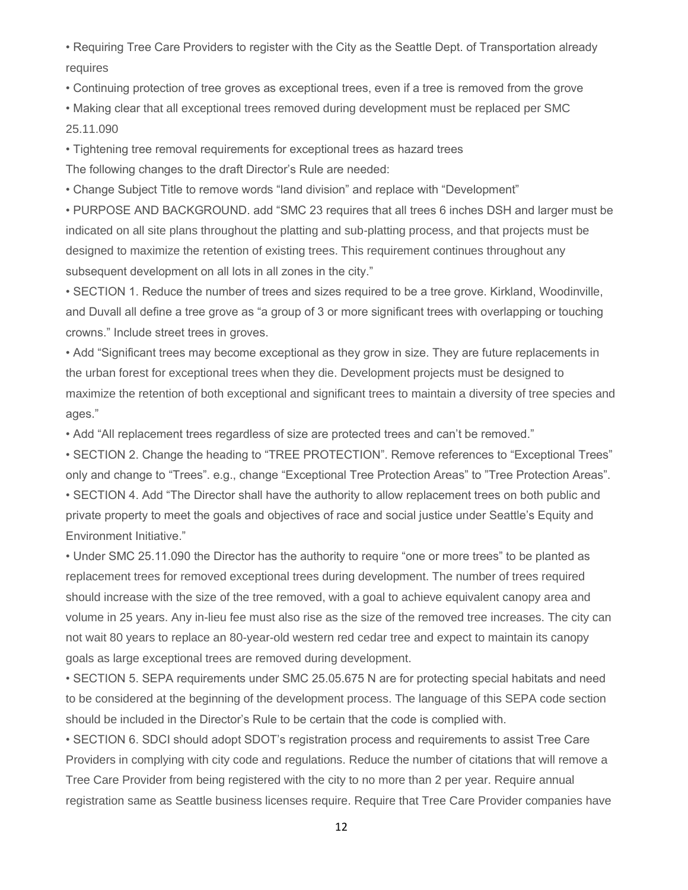- Requiring Tree Care Providers to register with the City as the Seattle Dept. of Transportation already requires
- Continuing protection of tree groves as exceptional trees, even if a tree is removed from the grove
- Making clear that all exceptional trees removed during development must be replaced per SMC 25.11.090
- Tightening tree removal requirements for exceptional trees as hazard trees

The following changes to the draft Director's Rule are needed:

- Change Subject Title to remove words "land division" and replace with "Development"
- PURPOSE AND BACKGROUND. add "SMC 23 requires that all trees 6 inches DSH and larger must be indicated on all site plans throughout the platting and sub-platting process, and that projects must be designed to maximize the retention of existing trees. This requirement continues throughout any subsequent development on all lots in all zones in the city."
- SECTION 1. Reduce the number of trees and sizes required to be a tree grove. Kirkland, Woodinville, and Duvall all define a tree grove as "a group of 3 or more significant trees with overlapping or touching crowns." Include street trees in groves.
- Add "Significant trees may become exceptional as they grow in size. They are future replacements in the urban forest for exceptional trees when they die. Development projects must be designed to maximize the retention of both exceptional and significant trees to maintain a diversity of tree species and ages."
- Add "All replacement trees regardless of size are protected trees and can't be removed."
- SECTION 2. Change the heading to "TREE PROTECTION". Remove references to "Exceptional Trees" only and change to "Trees". e.g., change "Exceptional Tree Protection Areas" to "Tree Protection Areas".
- SECTION 4. Add "The Director shall have the authority to allow replacement trees on both public and private property to meet the goals and objectives of race and social justice under Seattle's Equity and Environment Initiative."
- Under SMC 25.11.090 the Director has the authority to require "one or more trees" to be planted as replacement trees for removed exceptional trees during development. The number of trees required should increase with the size of the tree removed, with a goal to achieve equivalent canopy area and volume in 25 years. Any in-lieu fee must also rise as the size of the removed tree increases. The city can not wait 80 years to replace an 80-year-old western red cedar tree and expect to maintain its canopy goals as large exceptional trees are removed during development.
- SECTION 5. SEPA requirements under SMC 25.05.675 N are for protecting special habitats and need to be considered at the beginning of the development process. The language of this SEPA code section should be included in the Director's Rule to be certain that the code is complied with.
- SECTION 6. SDCI should adopt SDOT's registration process and requirements to assist Tree Care Providers in complying with city code and regulations. Reduce the number of citations that will remove a Tree Care Provider from being registered with the city to no more than 2 per year. Require annual registration same as Seattle business licenses require. Require that Tree Care Provider companies have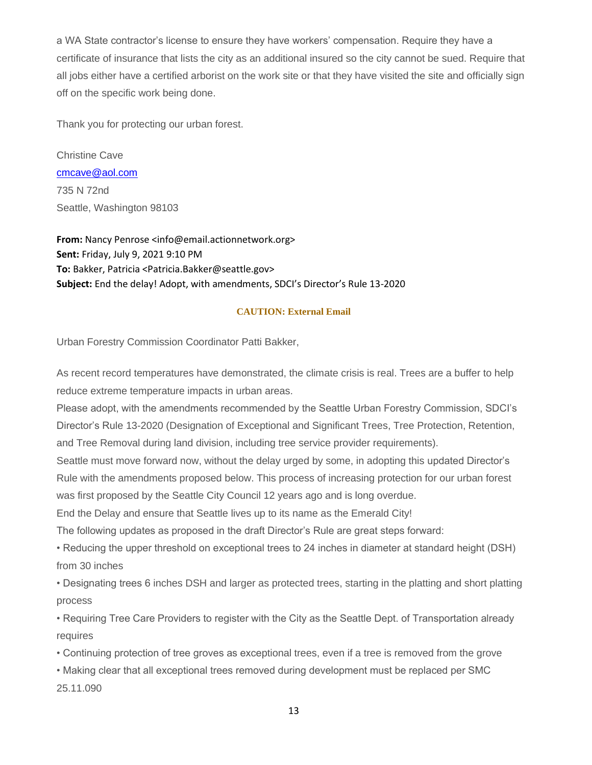a WA State contractor's license to ensure they have workers' compensation. Require they have a certificate of insurance that lists the city as an additional insured so the city cannot be sued. Require that all jobs either have a certified arborist on the work site or that they have visited the site and officially sign off on the specific work being done.

Thank you for protecting our urban forest.

Christine Cave
[cmcave@aol.com](mailto:cmcave@aol.com)
735 N 72nd
Seattle, Washington 98103

**From:** Nancy Penrose <info@email.actionnetwork.org>
**Sent:** Friday, July 9, 2021 9:10 PM
**To:** Bakker, Patricia <Patricia.Bakker@seattle.gov>
**Subject:** End the delay! Adopt, with amendments, SDCI's Director's Rule 13-2020

**CAUTION: External Email**

Urban Forestry Commission Coordinator Patti Bakker,

As recent record temperatures have demonstrated, the climate crisis is real. Trees are a buffer to help reduce extreme temperature impacts in urban areas.

Please adopt, with the amendments recommended by the Seattle Urban Forestry Commission, SDCI's Director's Rule 13-2020 (Designation of Exceptional and Significant Trees, Tree Protection, Retention, and Tree Removal during land division, including tree service provider requirements).

Seattle must move forward now, without the delay urged by some, in adopting this updated Director's Rule with the amendments proposed below. This process of increasing protection for our urban forest was first proposed by the Seattle City Council 12 years ago and is long overdue.

End the Delay and ensure that Seattle lives up to its name as the Emerald City!

The following updates as proposed in the draft Director's Rule are great steps forward:

• Reducing the upper threshold on exceptional trees to 24 inches in diameter at standard height (DSH) from 30 inches

• Designating trees 6 inches DSH and larger as protected trees, starting in the platting and short platting process

• Requiring Tree Care Providers to register with the City as the Seattle Dept. of Transportation already requires

• Continuing protection of tree groves as exceptional trees, even if a tree is removed from the grove

• Making clear that all exceptional trees removed during development must be replaced per SMC 25.11.090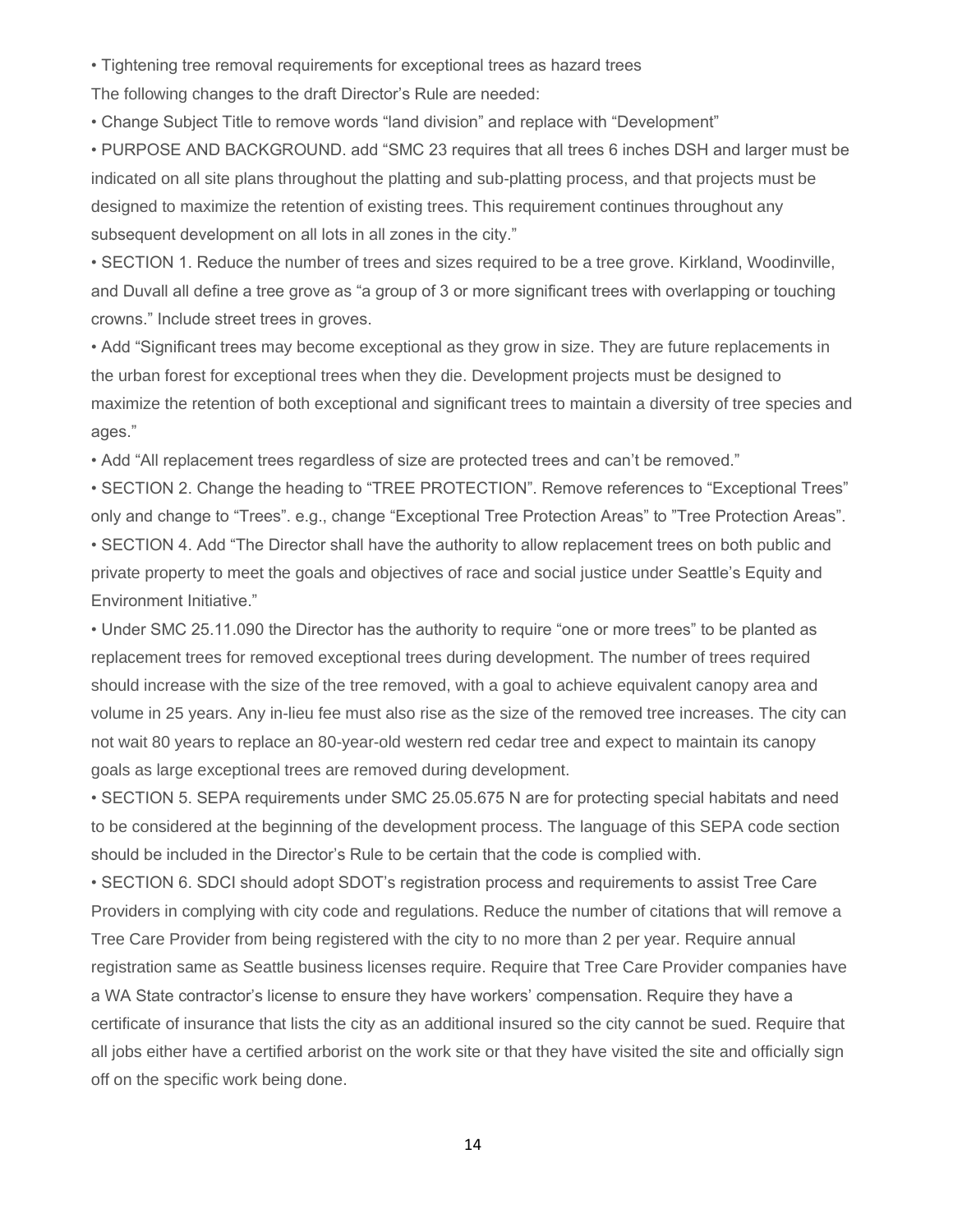- Tightening tree removal requirements for exceptional trees as hazard trees

The following changes to the draft Director's Rule are needed:

- Change Subject Title to remove words "land division" and replace with "Development"
- PURPOSE AND BACKGROUND. add "SMC 23 requires that all trees 6 inches DSH and larger must be indicated on all site plans throughout the platting and sub-platting process, and that projects must be designed to maximize the retention of existing trees. This requirement continues throughout any subsequent development on all lots in all zones in the city."
- SECTION 1. Reduce the number of trees and sizes required to be a tree grove. Kirkland, Woodinville, and Duvall all define a tree grove as "a group of 3 or more significant trees with overlapping or touching crowns." Include street trees in groves.
- Add "Significant trees may become exceptional as they grow in size. They are future replacements in the urban forest for exceptional trees when they die. Development projects must be designed to maximize the retention of both exceptional and significant trees to maintain a diversity of tree species and ages."
- Add "All replacement trees regardless of size are protected trees and can't be removed."
- SECTION 2. Change the heading to "TREE PROTECTION". Remove references to "Exceptional Trees" only and change to "Trees". e.g., change "Exceptional Tree Protection Areas" to "Tree Protection Areas".
- SECTION 4. Add "The Director shall have the authority to allow replacement trees on both public and private property to meet the goals and objectives of race and social justice under Seattle's Equity and Environment Initiative."
- Under SMC 25.11.090 the Director has the authority to require "one or more trees" to be planted as replacement trees for removed exceptional trees during development. The number of trees required should increase with the size of the tree removed, with a goal to achieve equivalent canopy area and volume in 25 years. Any in-lieu fee must also rise as the size of the removed tree increases. The city can not wait 80 years to replace an 80-year-old western red cedar tree and expect to maintain its canopy goals as large exceptional trees are removed during development.
- SECTION 5. SEPA requirements under SMC 25.05.675 N are for protecting special habitats and need to be considered at the beginning of the development process. The language of this SEPA code section should be included in the Director's Rule to be certain that the code is complied with.
- SECTION 6. SDCI should adopt SDOT's registration process and requirements to assist Tree Care Providers in complying with city code and regulations. Reduce the number of citations that will remove a Tree Care Provider from being registered with the city to no more than 2 per year. Require annual registration same as Seattle business licenses require. Require that Tree Care Provider companies have a WA State contractor's license to ensure they have workers' compensation. Require they have a certificate of insurance that lists the city as an additional insured so the city cannot be sued. Require that all jobs either have a certified arborist on the work site or that they have visited the site and officially sign off on the specific work being done.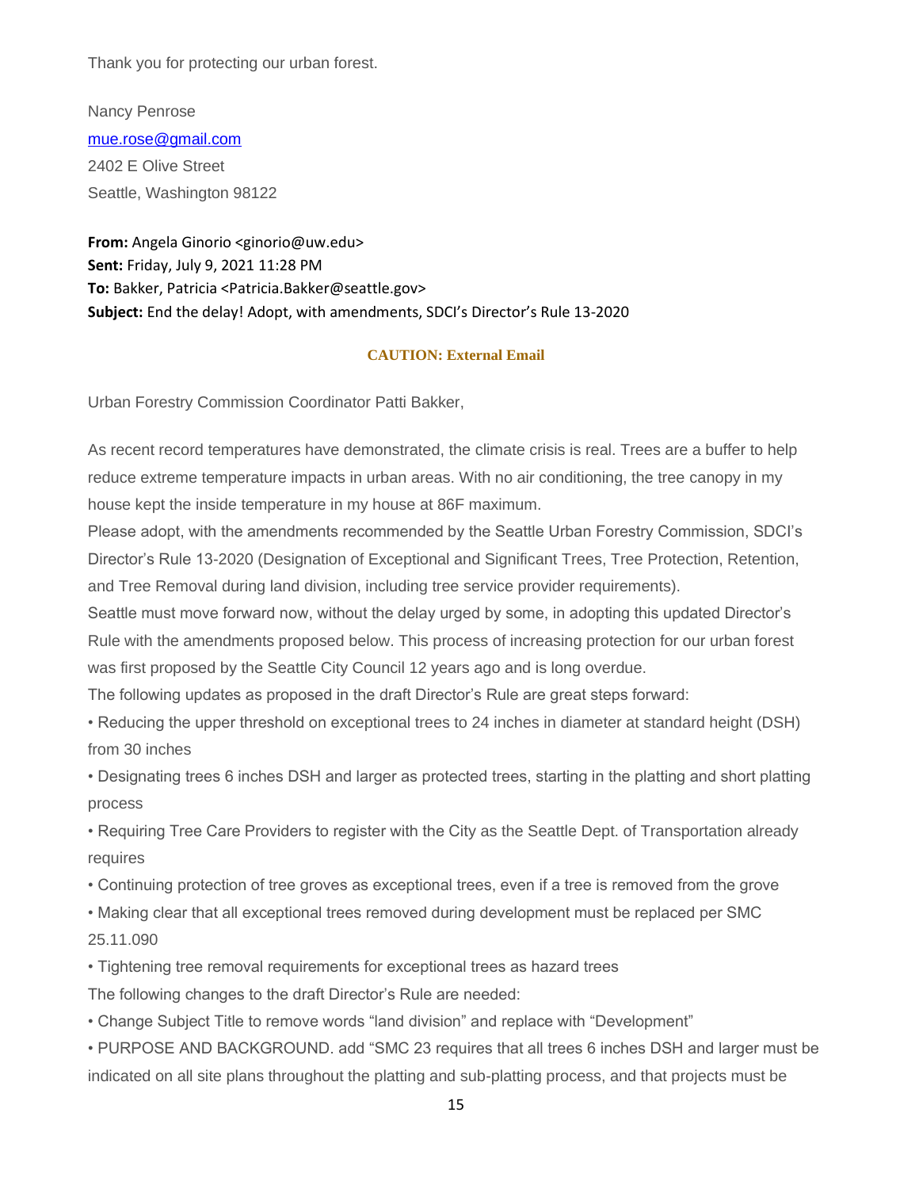Thank you for protecting our urban forest.

Nancy Penrose
mue.rose@gmail.com
2402 E Olive Street
Seattle, Washington 98122

**From:** Angela Ginorio <ginorio@uw.edu>
**Sent:** Friday, July 9, 2021 11:28 PM
**To:** Bakker, Patricia <Patricia.Bakker@seattle.gov>
**Subject:** End the delay! Adopt, with amendments, SDCI's Director's Rule 13-2020

**CAUTION: External Email**

Urban Forestry Commission Coordinator Patti Bakker,

As recent record temperatures have demonstrated, the climate crisis is real. Trees are a buffer to help reduce extreme temperature impacts in urban areas. With no air conditioning, the tree canopy in my house kept the inside temperature in my house at 86F maximum.
Please adopt, with the amendments recommended by the Seattle Urban Forestry Commission, SDCI's Director's Rule 13-2020 (Designation of Exceptional and Significant Trees, Tree Protection, Retention, and Tree Removal during land division, including tree service provider requirements).
Seattle must move forward now, without the delay urged by some, in adopting this updated Director's Rule with the amendments proposed below. This process of increasing protection for our urban forest was first proposed by the Seattle City Council 12 years ago and is long overdue.
The following updates as proposed in the draft Director's Rule are great steps forward:
• Reducing the upper threshold on exceptional trees to 24 inches in diameter at standard height (DSH) from 30 inches
• Designating trees 6 inches DSH and larger as protected trees, starting in the platting and short platting process
• Requiring Tree Care Providers to register with the City as the Seattle Dept. of Transportation already requires
• Continuing protection of tree groves as exceptional trees, even if a tree is removed from the grove
• Making clear that all exceptional trees removed during development must be replaced per SMC 25.11.090
• Tightening tree removal requirements for exceptional trees as hazard trees
The following changes to the draft Director's Rule are needed:
• Change Subject Title to remove words "land division" and replace with "Development"
• PURPOSE AND BACKGROUND. add "SMC 23 requires that all trees 6 inches DSH and larger must be indicated on all site plans throughout the platting and sub-platting process, and that projects must be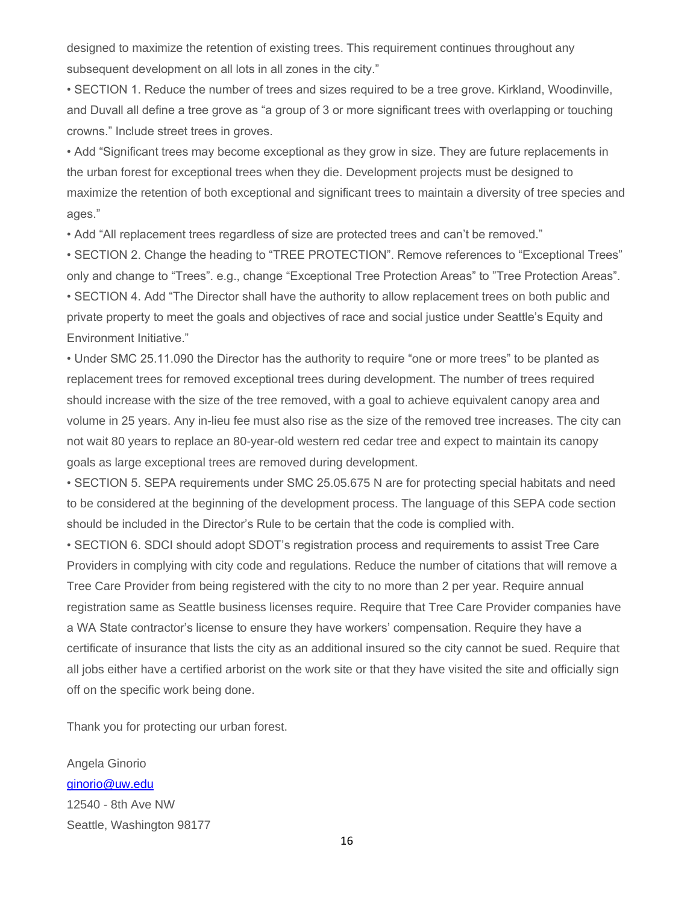designed to maximize the retention of existing trees. This requirement continues throughout any subsequent development on all lots in all zones in the city."

• SECTION 1. Reduce the number of trees and sizes required to be a tree grove. Kirkland, Woodinville, and Duvall all define a tree grove as "a group of 3 or more significant trees with overlapping or touching crowns." Include street trees in groves.

• Add "Significant trees may become exceptional as they grow in size. They are future replacements in the urban forest for exceptional trees when they die. Development projects must be designed to maximize the retention of both exceptional and significant trees to maintain a diversity of tree species and ages."

• Add "All replacement trees regardless of size are protected trees and can't be removed."

• SECTION 2. Change the heading to "TREE PROTECTION". Remove references to "Exceptional Trees" only and change to "Trees". e.g., change "Exceptional Tree Protection Areas" to "Tree Protection Areas".

• SECTION 4. Add "The Director shall have the authority to allow replacement trees on both public and private property to meet the goals and objectives of race and social justice under Seattle's Equity and Environment Initiative."

• Under SMC 25.11.090 the Director has the authority to require "one or more trees" to be planted as replacement trees for removed exceptional trees during development. The number of trees required should increase with the size of the tree removed, with a goal to achieve equivalent canopy area and volume in 25 years. Any in-lieu fee must also rise as the size of the removed tree increases. The city can not wait 80 years to replace an 80-year-old western red cedar tree and expect to maintain its canopy goals as large exceptional trees are removed during development.

• SECTION 5. SEPA requirements under SMC 25.05.675 N are for protecting special habitats and need to be considered at the beginning of the development process. The language of this SEPA code section should be included in the Director's Rule to be certain that the code is complied with.

• SECTION 6. SDCI should adopt SDOT's registration process and requirements to assist Tree Care Providers in complying with city code and regulations. Reduce the number of citations that will remove a Tree Care Provider from being registered with the city to no more than 2 per year. Require annual registration same as Seattle business licenses require. Require that Tree Care Provider companies have a WA State contractor's license to ensure they have workers' compensation. Require they have a certificate of insurance that lists the city as an additional insured so the city cannot be sued. Require that all jobs either have a certified arborist on the work site or that they have visited the site and officially sign off on the specific work being done.

Thank you for protecting our urban forest.

Angela Ginorio
ginorio@uw.edu
12540 - 8th Ave NW
Seattle, Washington 98177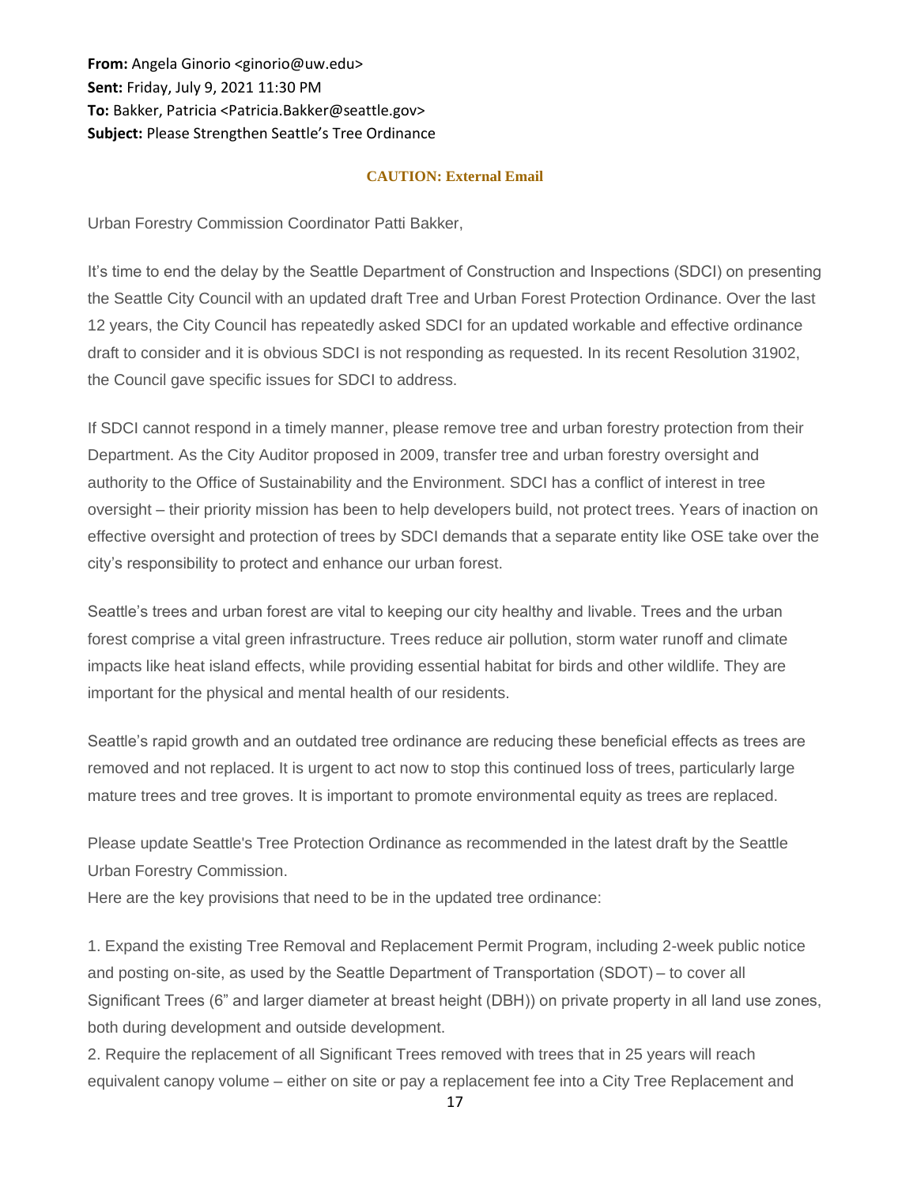**From:** Angela Ginorio <ginorio@uw.edu>
**Sent:** Friday, July 9, 2021 11:30 PM
**To:** Bakker, Patricia <Patricia.Bakker@seattle.gov>
**Subject:** Please Strengthen Seattle's Tree Ordinance

**CAUTION: External Email**

Urban Forestry Commission Coordinator Patti Bakker,

It's time to end the delay by the Seattle Department of Construction and Inspections (SDCI) on presenting the Seattle City Council with an updated draft Tree and Urban Forest Protection Ordinance. Over the last 12 years, the City Council has repeatedly asked SDCI for an updated workable and effective ordinance draft to consider and it is obvious SDCI is not responding as requested. In its recent Resolution 31902, the Council gave specific issues for SDCI to address.

If SDCI cannot respond in a timely manner, please remove tree and urban forestry protection from their Department. As the City Auditor proposed in 2009, transfer tree and urban forestry oversight and authority to the Office of Sustainability and the Environment. SDCI has a conflict of interest in tree oversight – their priority mission has been to help developers build, not protect trees. Years of inaction on effective oversight and protection of trees by SDCI demands that a separate entity like OSE take over the city's responsibility to protect and enhance our urban forest.

Seattle's trees and urban forest are vital to keeping our city healthy and livable. Trees and the urban forest comprise a vital green infrastructure. Trees reduce air pollution, storm water runoff and climate impacts like heat island effects, while providing essential habitat for birds and other wildlife. They are important for the physical and mental health of our residents.

Seattle's rapid growth and an outdated tree ordinance are reducing these beneficial effects as trees are removed and not replaced. It is urgent to act now to stop this continued loss of trees, particularly large mature trees and tree groves. It is important to promote environmental equity as trees are replaced.

Please update Seattle's Tree Protection Ordinance as recommended in the latest draft by the Seattle Urban Forestry Commission.
Here are the key provisions that need to be in the updated tree ordinance:

1. Expand the existing Tree Removal and Replacement Permit Program, including 2-week public notice and posting on-site, as used by the Seattle Department of Transportation (SDOT) – to cover all Significant Trees (6" and larger diameter at breast height (DBH)) on private property in all land use zones, both during development and outside development.
2. Require the replacement of all Significant Trees removed with trees that in 25 years will reach equivalent canopy volume – either on site or pay a replacement fee into a City Tree Replacement and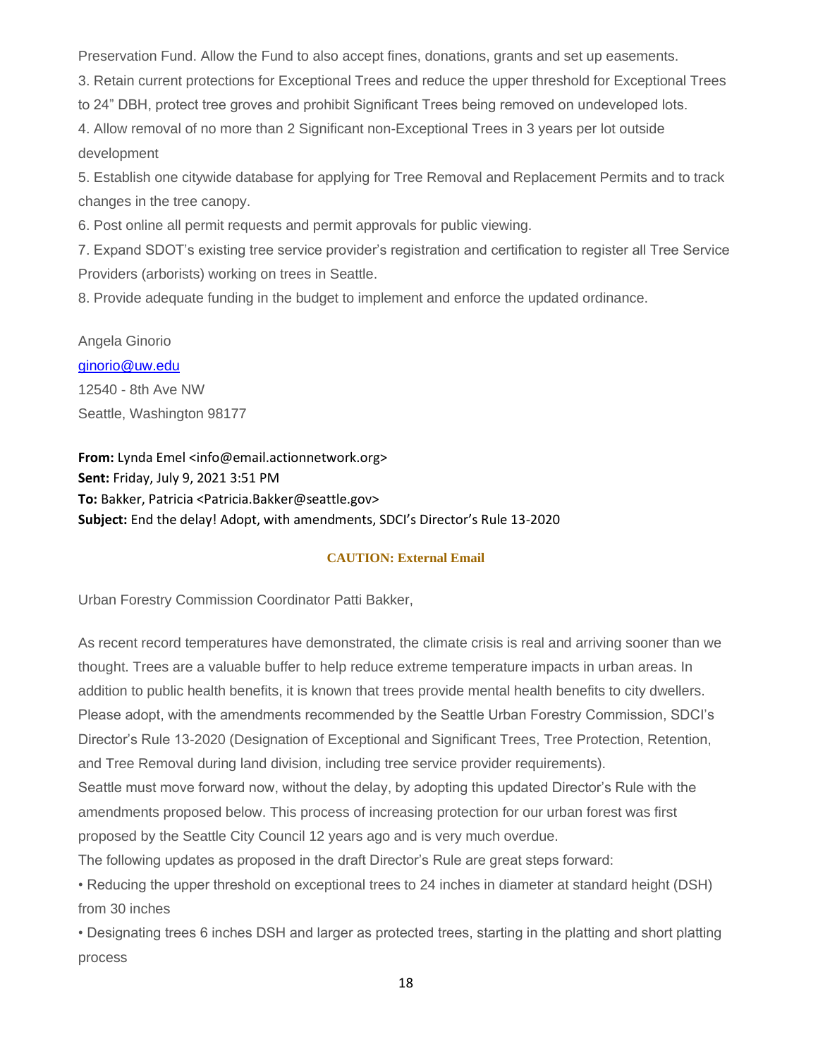Preservation Fund. Allow the Fund to also accept fines, donations, grants and set up easements.

3. Retain current protections for Exceptional Trees and reduce the upper threshold for Exceptional Trees to 24" DBH, protect tree groves and prohibit Significant Trees being removed on undeveloped lots.

4. Allow removal of no more than 2 Significant non-Exceptional Trees in 3 years per lot outside development

5. Establish one citywide database for applying for Tree Removal and Replacement Permits and to track changes in the tree canopy.

6. Post online all permit requests and permit approvals for public viewing.

7. Expand SDOT's existing tree service provider's registration and certification to register all Tree Service Providers (arborists) working on trees in Seattle.

8. Provide adequate funding in the budget to implement and enforce the updated ordinance.

Angela Ginorio
ginorio@uw.edu
12540 - 8th Ave NW
Seattle, Washington 98177

**From:** Lynda Emel <info@email.actionnetwork.org>
**Sent:** Friday, July 9, 2021 3:51 PM
**To:** Bakker, Patricia <Patricia.Bakker@seattle.gov>
**Subject:** End the delay! Adopt, with amendments, SDCI's Director's Rule 13-2020

**CAUTION: External Email**

Urban Forestry Commission Coordinator Patti Bakker,

As recent record temperatures have demonstrated, the climate crisis is real and arriving sooner than we thought. Trees are a valuable buffer to help reduce extreme temperature impacts in urban areas. In addition to public health benefits, it is known that trees provide mental health benefits to city dwellers. Please adopt, with the amendments recommended by the Seattle Urban Forestry Commission, SDCI's Director's Rule 13-2020 (Designation of Exceptional and Significant Trees, Tree Protection, Retention, and Tree Removal during land division, including tree service provider requirements).
Seattle must move forward now, without the delay, by adopting this updated Director's Rule with the amendments proposed below. This process of increasing protection for our urban forest was first proposed by the Seattle City Council 12 years ago and is very much overdue.
The following updates as proposed in the draft Director's Rule are great steps forward:

• Reducing the upper threshold on exceptional trees to 24 inches in diameter at standard height (DSH) from 30 inches

• Designating trees 6 inches DSH and larger as protected trees, starting in the platting and short platting process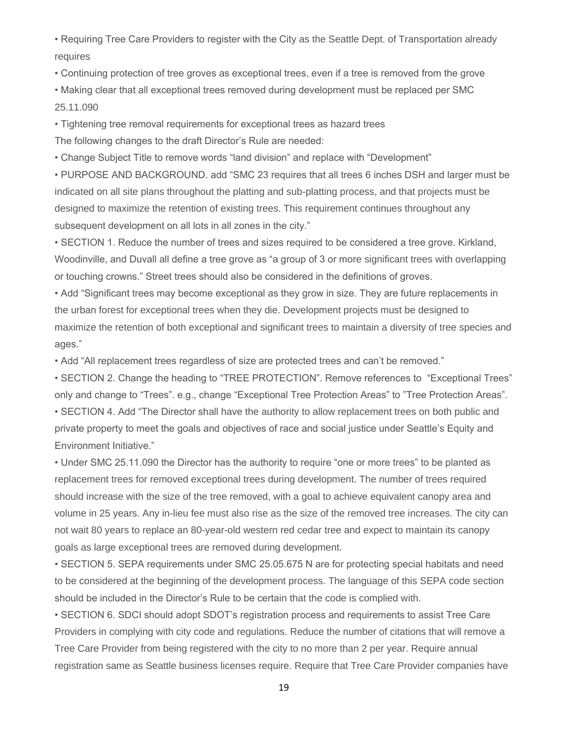- Requiring Tree Care Providers to register with the City as the Seattle Dept. of Transportation already requires
- Continuing protection of tree groves as exceptional trees, even if a tree is removed from the grove
- Making clear that all exceptional trees removed during development must be replaced per SMC 25.11.090
- Tightening tree removal requirements for exceptional trees as hazard trees

The following changes to the draft Director's Rule are needed:

- Change Subject Title to remove words "land division" and replace with "Development"
- PURPOSE AND BACKGROUND. add "SMC 23 requires that all trees 6 inches DSH and larger must be indicated on all site plans throughout the platting and sub-platting process, and that projects must be designed to maximize the retention of existing trees. This requirement continues throughout any subsequent development on all lots in all zones in the city."
- SECTION 1. Reduce the number of trees and sizes required to be considered a tree grove. Kirkland, Woodinville, and Duvall all define a tree grove as "a group of 3 or more significant trees with overlapping or touching crowns." Street trees should also be considered in the definitions of groves.
- Add "Significant trees may become exceptional as they grow in size. They are future replacements in the urban forest for exceptional trees when they die. Development projects must be designed to maximize the retention of both exceptional and significant trees to maintain a diversity of tree species and ages."
- Add "All replacement trees regardless of size are protected trees and can't be removed."
- SECTION 2. Change the heading to "TREE PROTECTION". Remove references to "Exceptional Trees" only and change to "Trees". e.g., change "Exceptional Tree Protection Areas" to "Tree Protection Areas".
- SECTION 4. Add "The Director shall have the authority to allow replacement trees on both public and private property to meet the goals and objectives of race and social justice under Seattle's Equity and Environment Initiative."
- Under SMC 25.11.090 the Director has the authority to require "one or more trees" to be planted as replacement trees for removed exceptional trees during development. The number of trees required should increase with the size of the tree removed, with a goal to achieve equivalent canopy area and volume in 25 years. Any in-lieu fee must also rise as the size of the removed tree increases. The city can not wait 80 years to replace an 80-year-old western red cedar tree and expect to maintain its canopy goals as large exceptional trees are removed during development.
- SECTION 5. SEPA requirements under SMC 25.05.675 N are for protecting special habitats and need to be considered at the beginning of the development process. The language of this SEPA code section should be included in the Director's Rule to be certain that the code is complied with.
- SECTION 6. SDCI should adopt SDOT's registration process and requirements to assist Tree Care Providers in complying with city code and regulations. Reduce the number of citations that will remove a Tree Care Provider from being registered with the city to no more than 2 per year. Require annual registration same as Seattle business licenses require. Require that Tree Care Provider companies have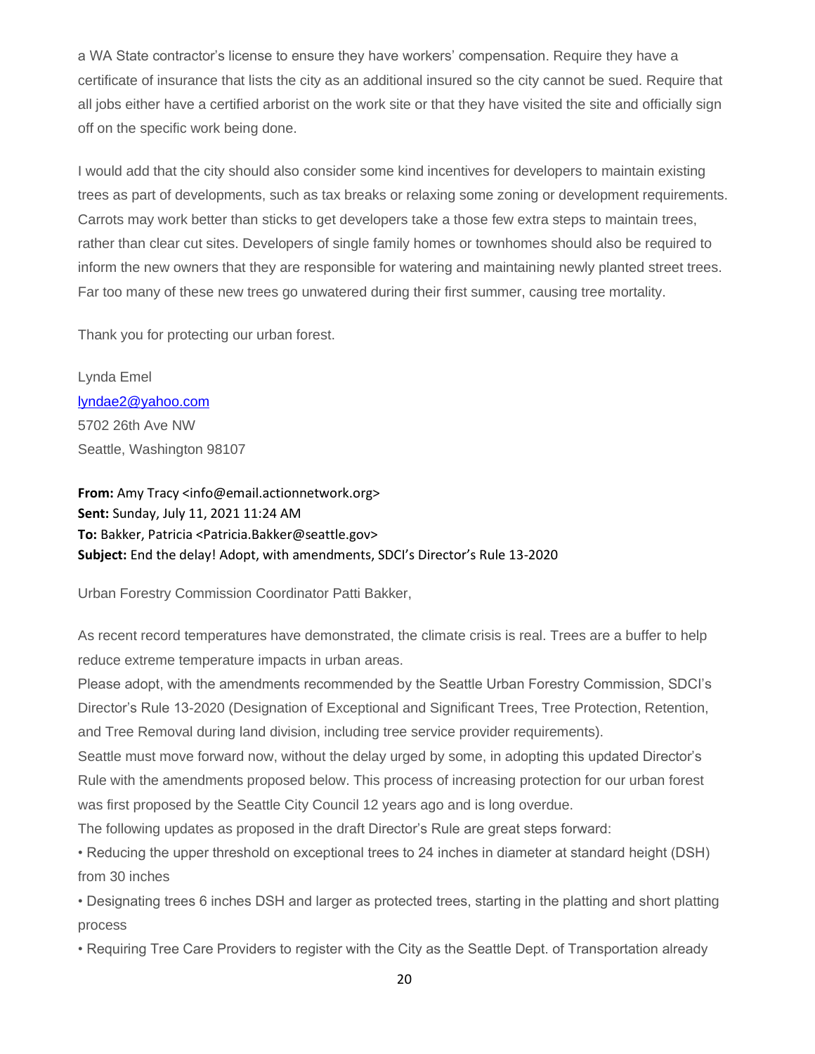a WA State contractor's license to ensure they have workers' compensation. Require they have a certificate of insurance that lists the city as an additional insured so the city cannot be sued. Require that all jobs either have a certified arborist on the work site or that they have visited the site and officially sign off on the specific work being done.

I would add that the city should also consider some kind incentives for developers to maintain existing trees as part of developments, such as tax breaks or relaxing some zoning or development requirements. Carrots may work better than sticks to get developers take a those few extra steps to maintain trees, rather than clear cut sites. Developers of single family homes or townhomes should also be required to inform the new owners that they are responsible for watering and maintaining newly planted street trees. Far too many of these new trees go unwatered during their first summer, causing tree mortality.

Thank you for protecting our urban forest.

Lynda Emel
lyndae2@yahoo.com
5702 26th Ave NW
Seattle, Washington 98107

**From:** Amy Tracy <info@email.actionnetwork.org>
**Sent:** Sunday, July 11, 2021 11:24 AM
**To:** Bakker, Patricia <Patricia.Bakker@seattle.gov>
**Subject:** End the delay! Adopt, with amendments, SDCI's Director's Rule 13-2020

Urban Forestry Commission Coordinator Patti Bakker,

As recent record temperatures have demonstrated, the climate crisis is real. Trees are a buffer to help reduce extreme temperature impacts in urban areas.
Please adopt, with the amendments recommended by the Seattle Urban Forestry Commission, SDCI's Director's Rule 13-2020 (Designation of Exceptional and Significant Trees, Tree Protection, Retention, and Tree Removal during land division, including tree service provider requirements).
Seattle must move forward now, without the delay urged by some, in adopting this updated Director's Rule with the amendments proposed below. This process of increasing protection for our urban forest was first proposed by the Seattle City Council 12 years ago and is long overdue.
The following updates as proposed in the draft Director's Rule are great steps forward:

• Reducing the upper threshold on exceptional trees to 24 inches in diameter at standard height (DSH) from 30 inches

• Designating trees 6 inches DSH and larger as protected trees, starting in the platting and short platting process

• Requiring Tree Care Providers to register with the City as the Seattle Dept. of Transportation already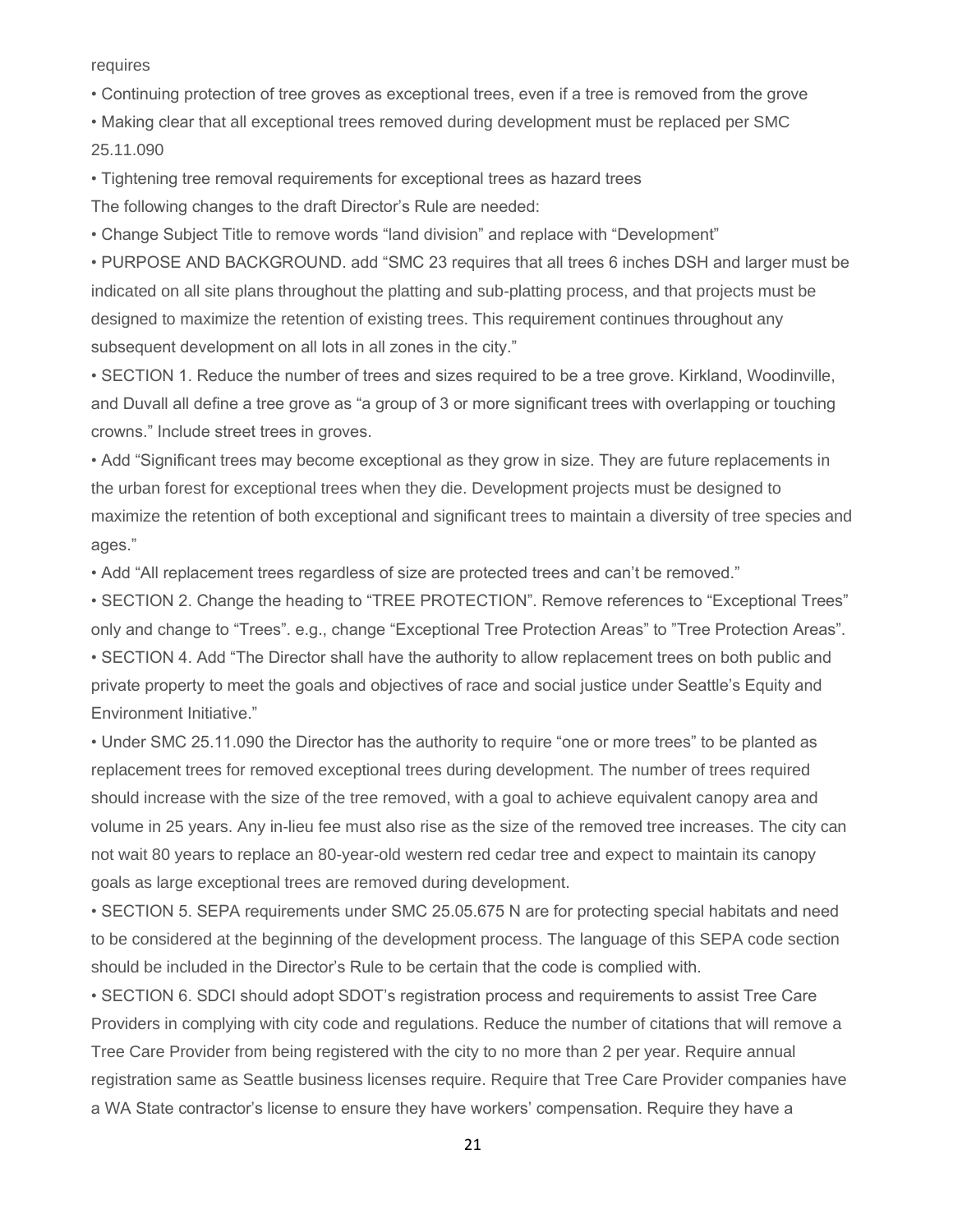requires

- Continuing protection of tree groves as exceptional trees, even if a tree is removed from the grove
- Making clear that all exceptional trees removed during development must be replaced per SMC 25.11.090
- Tightening tree removal requirements for exceptional trees as hazard trees

The following changes to the draft Director's Rule are needed:

- Change Subject Title to remove words "land division" and replace with "Development"
- PURPOSE AND BACKGROUND. add "SMC 23 requires that all trees 6 inches DSH and larger must be indicated on all site plans throughout the platting and sub-platting process, and that projects must be designed to maximize the retention of existing trees. This requirement continues throughout any subsequent development on all lots in all zones in the city."
- SECTION 1. Reduce the number of trees and sizes required to be a tree grove. Kirkland, Woodinville, and Duvall all define a tree grove as "a group of 3 or more significant trees with overlapping or touching crowns." Include street trees in groves.
- Add "Significant trees may become exceptional as they grow in size. They are future replacements in the urban forest for exceptional trees when they die. Development projects must be designed to maximize the retention of both exceptional and significant trees to maintain a diversity of tree species and ages."
- Add "All replacement trees regardless of size are protected trees and can't be removed."
- SECTION 2. Change the heading to "TREE PROTECTION". Remove references to "Exceptional Trees" only and change to "Trees". e.g., change "Exceptional Tree Protection Areas" to "Tree Protection Areas".
- SECTION 4. Add "The Director shall have the authority to allow replacement trees on both public and private property to meet the goals and objectives of race and social justice under Seattle's Equity and Environment Initiative."
- Under SMC 25.11.090 the Director has the authority to require "one or more trees" to be planted as replacement trees for removed exceptional trees during development. The number of trees required should increase with the size of the tree removed, with a goal to achieve equivalent canopy area and volume in 25 years. Any in-lieu fee must also rise as the size of the removed tree increases. The city can not wait 80 years to replace an 80-year-old western red cedar tree and expect to maintain its canopy goals as large exceptional trees are removed during development.
- SECTION 5. SEPA requirements under SMC 25.05.675 N are for protecting special habitats and need to be considered at the beginning of the development process. The language of this SEPA code section should be included in the Director's Rule to be certain that the code is complied with.
- SECTION 6. SDCI should adopt SDOT's registration process and requirements to assist Tree Care Providers in complying with city code and regulations. Reduce the number of citations that will remove a Tree Care Provider from being registered with the city to no more than 2 per year. Require annual registration same as Seattle business licenses require. Require that Tree Care Provider companies have a WA State contractor's license to ensure they have workers' compensation. Require they have a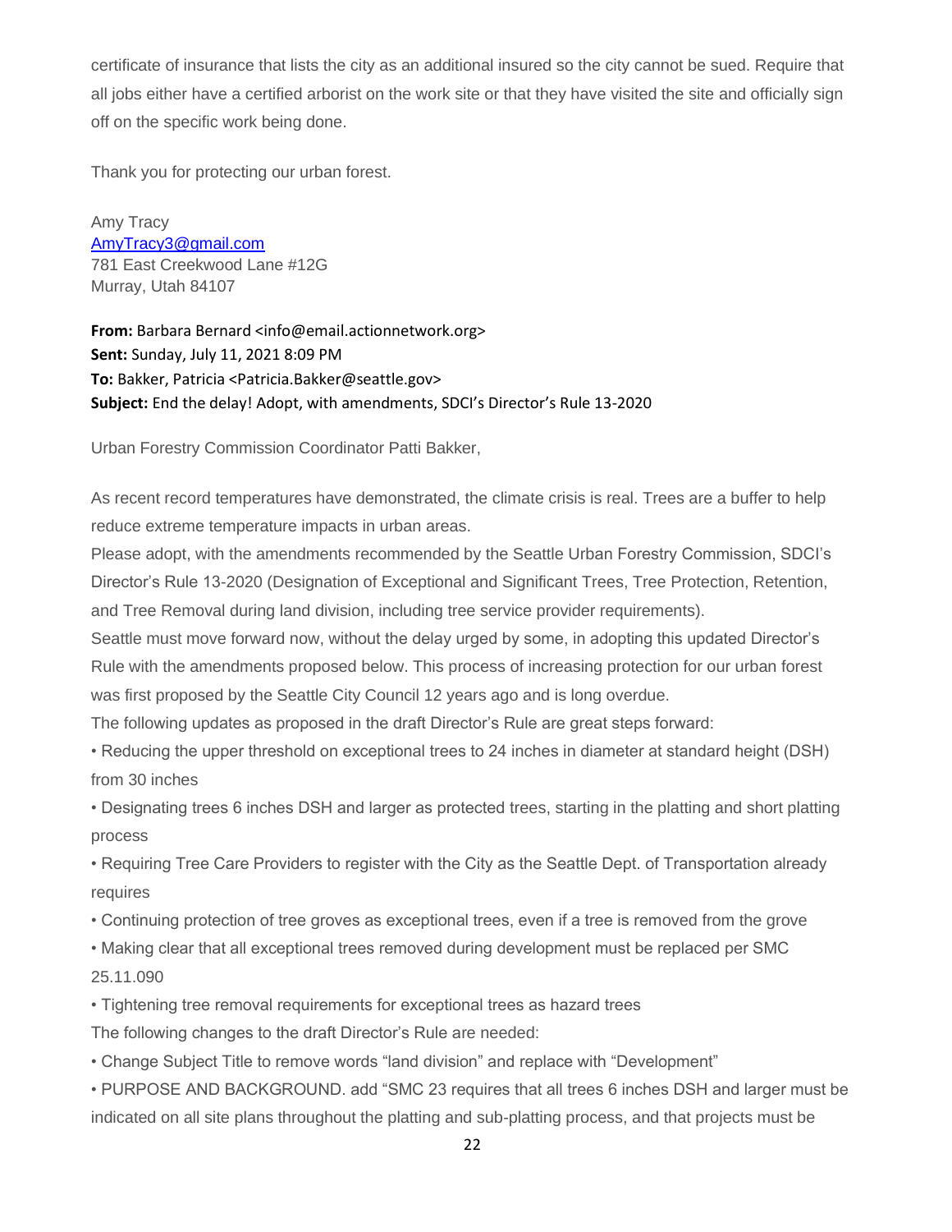certificate of insurance that lists the city as an additional insured so the city cannot be sued. Require that all jobs either have a certified arborist on the work site or that they have visited the site and officially sign off on the specific work being done.

Thank you for protecting our urban forest.

Amy Tracy
AmyTracy3@gmail.com
781 East Creekwood Lane #12G
Murray, Utah 84107

**From:** Barbara Bernard <info@email.actionnetwork.org>
**Sent:** Sunday, July 11, 2021 8:09 PM
**To:** Bakker, Patricia <Patricia.Bakker@seattle.gov>
**Subject:** End the delay! Adopt, with amendments, SDCI's Director's Rule 13-2020

Urban Forestry Commission Coordinator Patti Bakker,

As recent record temperatures have demonstrated, the climate crisis is real. Trees are a buffer to help reduce extreme temperature impacts in urban areas.
Please adopt, with the amendments recommended by the Seattle Urban Forestry Commission, SDCI's Director's Rule 13-2020 (Designation of Exceptional and Significant Trees, Tree Protection, Retention, and Tree Removal during land division, including tree service provider requirements).
Seattle must move forward now, without the delay urged by some, in adopting this updated Director's Rule with the amendments proposed below. This process of increasing protection for our urban forest was first proposed by the Seattle City Council 12 years ago and is long overdue.
The following updates as proposed in the draft Director's Rule are great steps forward:

- Reducing the upper threshold on exceptional trees to 24 inches in diameter at standard height (DSH) from 30 inches
- Designating trees 6 inches DSH and larger as protected trees, starting in the platting and short platting process
- Requiring Tree Care Providers to register with the City as the Seattle Dept. of Transportation already requires
- Continuing protection of tree groves as exceptional trees, even if a tree is removed from the grove
- Making clear that all exceptional trees removed during development must be replaced per SMC 25.11.090
- Tightening tree removal requirements for exceptional trees as hazard trees

The following changes to the draft Director's Rule are needed:

- Change Subject Title to remove words "land division" and replace with "Development"
- PURPOSE AND BACKGROUND. add "SMC 23 requires that all trees 6 inches DSH and larger must be indicated on all site plans throughout the platting and sub-platting process, and that projects must be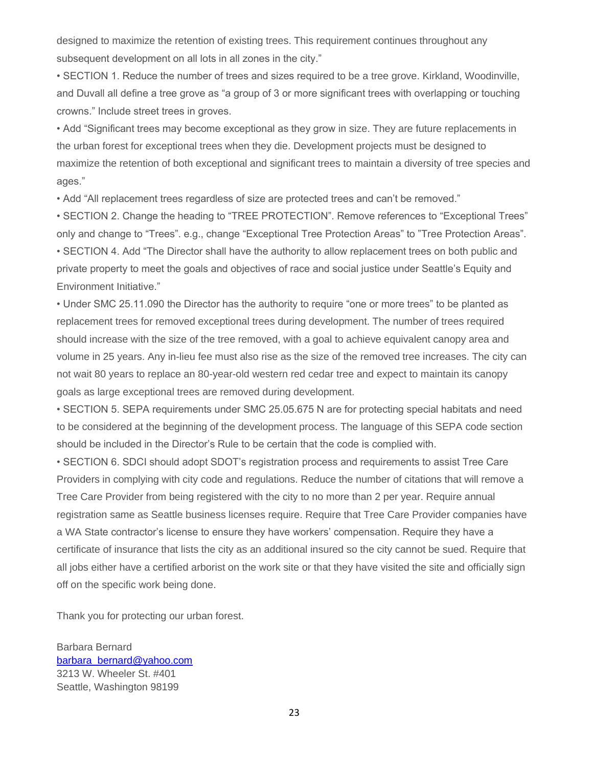designed to maximize the retention of existing trees. This requirement continues throughout any subsequent development on all lots in all zones in the city."

- SECTION 1. Reduce the number of trees and sizes required to be a tree grove. Kirkland, Woodinville, and Duvall all define a tree grove as "a group of 3 or more significant trees with overlapping or touching crowns." Include street trees in groves.
- Add "Significant trees may become exceptional as they grow in size. They are future replacements in the urban forest for exceptional trees when they die. Development projects must be designed to maximize the retention of both exceptional and significant trees to maintain a diversity of tree species and ages."
- Add "All replacement trees regardless of size are protected trees and can't be removed."
- SECTION 2. Change the heading to "TREE PROTECTION". Remove references to "Exceptional Trees" only and change to "Trees". e.g., change "Exceptional Tree Protection Areas" to "Tree Protection Areas".
- SECTION 4. Add "The Director shall have the authority to allow replacement trees on both public and private property to meet the goals and objectives of race and social justice under Seattle's Equity and Environment Initiative."
- Under SMC 25.11.090 the Director has the authority to require "one or more trees" to be planted as replacement trees for removed exceptional trees during development. The number of trees required should increase with the size of the tree removed, with a goal to achieve equivalent canopy area and volume in 25 years. Any in-lieu fee must also rise as the size of the removed tree increases. The city can not wait 80 years to replace an 80-year-old western red cedar tree and expect to maintain its canopy goals as large exceptional trees are removed during development.
- SECTION 5. SEPA requirements under SMC 25.05.675 N are for protecting special habitats and need to be considered at the beginning of the development process. The language of this SEPA code section should be included in the Director's Rule to be certain that the code is complied with.
- SECTION 6. SDCI should adopt SDOT's registration process and requirements to assist Tree Care Providers in complying with city code and regulations. Reduce the number of citations that will remove a Tree Care Provider from being registered with the city to no more than 2 per year. Require annual registration same as Seattle business licenses require. Require that Tree Care Provider companies have a WA State contractor's license to ensure they have workers' compensation. Require they have a certificate of insurance that lists the city as an additional insured so the city cannot be sued. Require that all jobs either have a certified arborist on the work site or that they have visited the site and officially sign off on the specific work being done.

Thank you for protecting our urban forest.

Barbara Bernard
barbara_bernard@yahoo.com
3213 W. Wheeler St. #401
Seattle, Washington 98199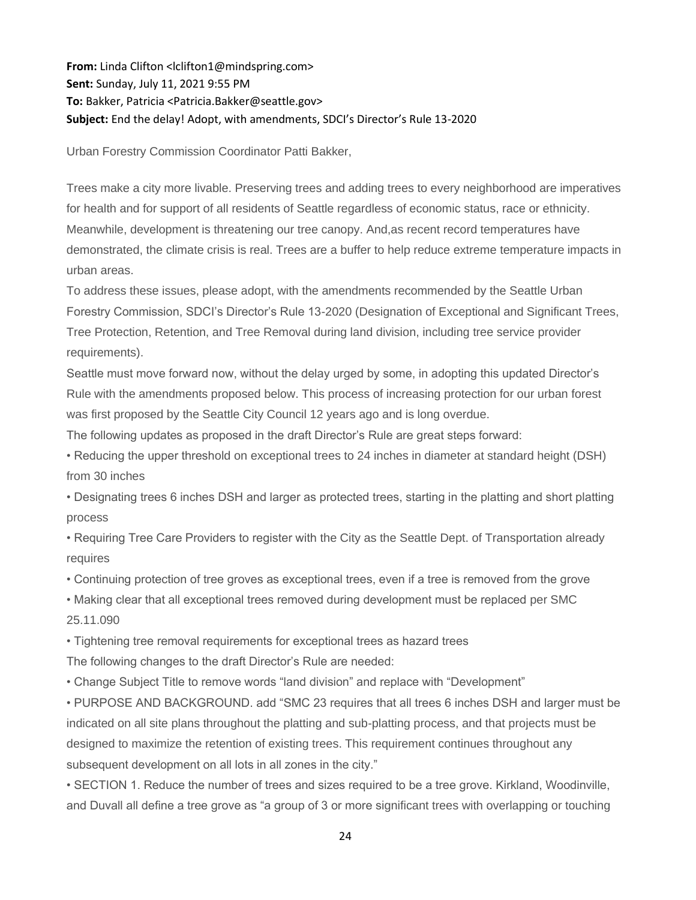**From:** Linda Clifton <lclifton1@mindspring.com>
**Sent:** Sunday, July 11, 2021 9:55 PM
**To:** Bakker, Patricia <Patricia.Bakker@seattle.gov>
**Subject:** End the delay! Adopt, with amendments, SDCI's Director's Rule 13-2020

Urban Forestry Commission Coordinator Patti Bakker,

Trees make a city more livable. Preserving trees and adding trees to every neighborhood are imperatives for health and for support of all residents of Seattle regardless of economic status, race or ethnicity. Meanwhile, development is threatening our tree canopy. And,as recent record temperatures have demonstrated, the climate crisis is real. Trees are a buffer to help reduce extreme temperature impacts in urban areas.

To address these issues, please adopt, with the amendments recommended by the Seattle Urban Forestry Commission, SDCI's Director's Rule 13-2020 (Designation of Exceptional and Significant Trees, Tree Protection, Retention, and Tree Removal during land division, including tree service provider requirements).

Seattle must move forward now, without the delay urged by some, in adopting this updated Director's Rule with the amendments proposed below. This process of increasing protection for our urban forest was first proposed by the Seattle City Council 12 years ago and is long overdue.

The following updates as proposed in the draft Director's Rule are great steps forward:

- Reducing the upper threshold on exceptional trees to 24 inches in diameter at standard height (DSH) from 30 inches
- Designating trees 6 inches DSH and larger as protected trees, starting in the platting and short platting process
- Requiring Tree Care Providers to register with the City as the Seattle Dept. of Transportation already requires
- Continuing protection of tree groves as exceptional trees, even if a tree is removed from the grove
- Making clear that all exceptional trees removed during development must be replaced per SMC 25.11.090
- Tightening tree removal requirements for exceptional trees as hazard trees

The following changes to the draft Director's Rule are needed:

- Change Subject Title to remove words "land division" and replace with "Development"
- PURPOSE AND BACKGROUND. add "SMC 23 requires that all trees 6 inches DSH and larger must be indicated on all site plans throughout the platting and sub-platting process, and that projects must be designed to maximize the retention of existing trees. This requirement continues throughout any subsequent development on all lots in all zones in the city."
- SECTION 1. Reduce the number of trees and sizes required to be a tree grove. Kirkland, Woodinville, and Duvall all define a tree grove as "a group of 3 or more significant trees with overlapping or touching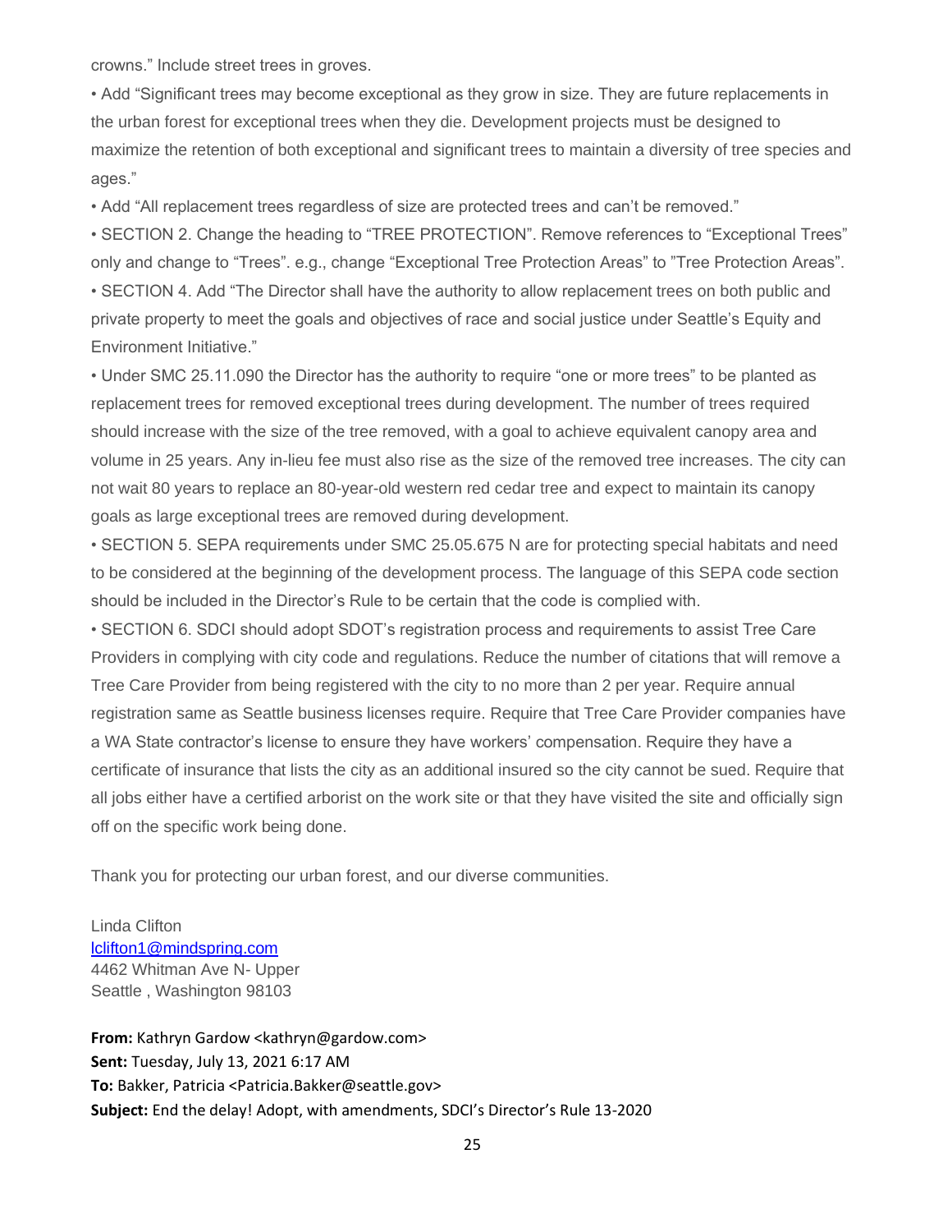crowns." Include street trees in groves.

• Add "Significant trees may become exceptional as they grow in size. They are future replacements in the urban forest for exceptional trees when they die. Development projects must be designed to maximize the retention of both exceptional and significant trees to maintain a diversity of tree species and ages."

• Add "All replacement trees regardless of size are protected trees and can't be removed."

• SECTION 2. Change the heading to "TREE PROTECTION". Remove references to "Exceptional Trees" only and change to "Trees". e.g., change "Exceptional Tree Protection Areas" to "Tree Protection Areas".

• SECTION 4. Add "The Director shall have the authority to allow replacement trees on both public and private property to meet the goals and objectives of race and social justice under Seattle's Equity and Environment Initiative."

• Under SMC 25.11.090 the Director has the authority to require "one or more trees" to be planted as replacement trees for removed exceptional trees during development. The number of trees required should increase with the size of the tree removed, with a goal to achieve equivalent canopy area and volume in 25 years. Any in-lieu fee must also rise as the size of the removed tree increases. The city can not wait 80 years to replace an 80-year-old western red cedar tree and expect to maintain its canopy goals as large exceptional trees are removed during development.

• SECTION 5. SEPA requirements under SMC 25.05.675 N are for protecting special habitats and need to be considered at the beginning of the development process. The language of this SEPA code section should be included in the Director's Rule to be certain that the code is complied with.

• SECTION 6. SDCI should adopt SDOT's registration process and requirements to assist Tree Care Providers in complying with city code and regulations. Reduce the number of citations that will remove a Tree Care Provider from being registered with the city to no more than 2 per year. Require annual registration same as Seattle business licenses require. Require that Tree Care Provider companies have a WA State contractor's license to ensure they have workers' compensation. Require they have a certificate of insurance that lists the city as an additional insured so the city cannot be sued. Require that all jobs either have a certified arborist on the work site or that they have visited the site and officially sign off on the specific work being done.

Thank you for protecting our urban forest, and our diverse communities.

Linda Clifton
lclifton1@mindspring.com
4462 Whitman Ave N- Upper
Seattle , Washington 98103

**From:** Kathryn Gardow <kathryn@gardow.com>
**Sent:** Tuesday, July 13, 2021 6:17 AM
**To:** Bakker, Patricia <Patricia.Bakker@seattle.gov>
**Subject:** End the delay! Adopt, with amendments, SDCI's Director's Rule 13-2020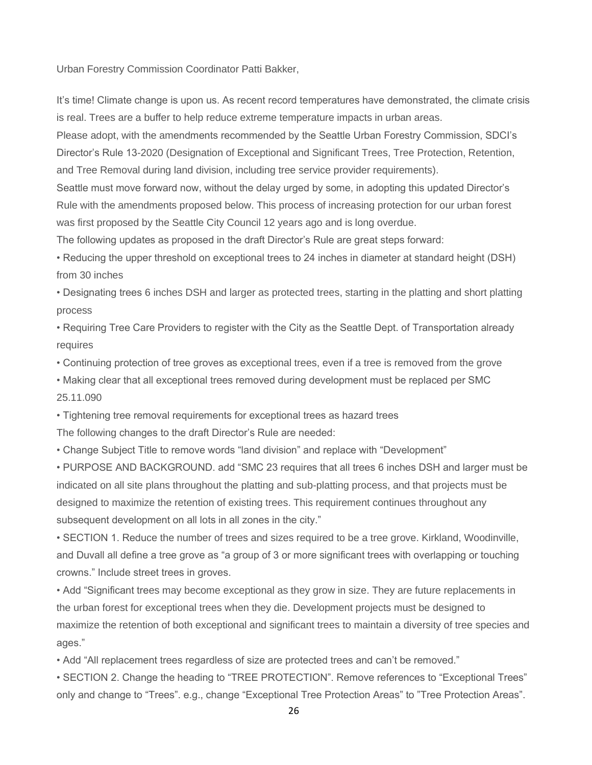Urban Forestry Commission Coordinator Patti Bakker,

It's time! Climate change is upon us. As recent record temperatures have demonstrated, the climate crisis is real. Trees are a buffer to help reduce extreme temperature impacts in urban areas.

Please adopt, with the amendments recommended by the Seattle Urban Forestry Commission, SDCI's Director's Rule 13-2020 (Designation of Exceptional and Significant Trees, Tree Protection, Retention, and Tree Removal during land division, including tree service provider requirements).

Seattle must move forward now, without the delay urged by some, in adopting this updated Director's Rule with the amendments proposed below. This process of increasing protection for our urban forest was first proposed by the Seattle City Council 12 years ago and is long overdue.

The following updates as proposed in the draft Director's Rule are great steps forward:

- Reducing the upper threshold on exceptional trees to 24 inches in diameter at standard height (DSH) from 30 inches
- Designating trees 6 inches DSH and larger as protected trees, starting in the platting and short platting process
- Requiring Tree Care Providers to register with the City as the Seattle Dept. of Transportation already requires
- Continuing protection of tree groves as exceptional trees, even if a tree is removed from the grove
- Making clear that all exceptional trees removed during development must be replaced per SMC 25.11.090
- Tightening tree removal requirements for exceptional trees as hazard trees

The following changes to the draft Director's Rule are needed:

- Change Subject Title to remove words "land division" and replace with "Development"
- PURPOSE AND BACKGROUND. add "SMC 23 requires that all trees 6 inches DSH and larger must be indicated on all site plans throughout the platting and sub-platting process, and that projects must be designed to maximize the retention of existing trees. This requirement continues throughout any subsequent development on all lots in all zones in the city."
- SECTION 1. Reduce the number of trees and sizes required to be a tree grove. Kirkland, Woodinville, and Duvall all define a tree grove as "a group of 3 or more significant trees with overlapping or touching crowns." Include street trees in groves.
- Add "Significant trees may become exceptional as they grow in size. They are future replacements in the urban forest for exceptional trees when they die. Development projects must be designed to maximize the retention of both exceptional and significant trees to maintain a diversity of tree species and ages."
- Add "All replacement trees regardless of size are protected trees and can't be removed."
- SECTION 2. Change the heading to "TREE PROTECTION". Remove references to "Exceptional Trees" only and change to "Trees". e.g., change "Exceptional Tree Protection Areas" to "Tree Protection Areas".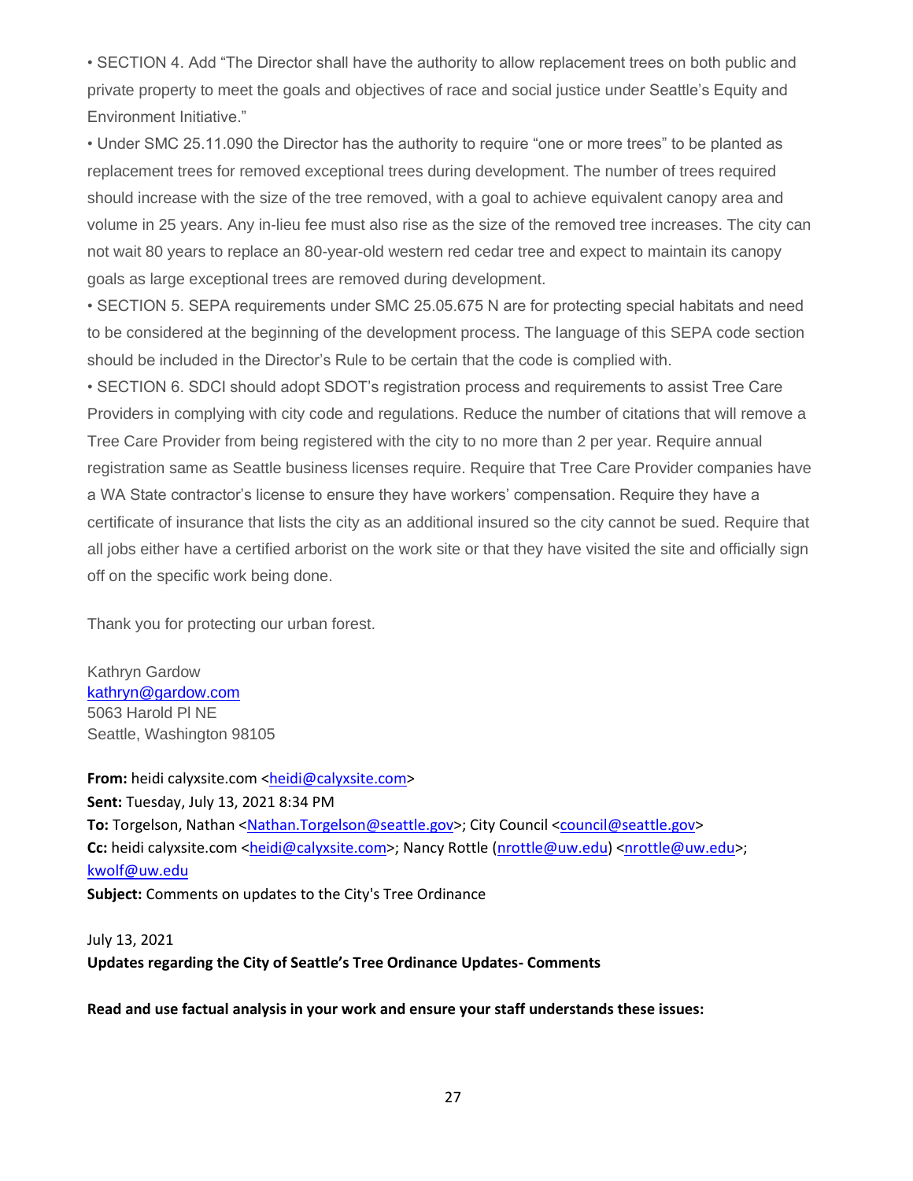• SECTION 4. Add "The Director shall have the authority to allow replacement trees on both public and private property to meet the goals and objectives of race and social justice under Seattle's Equity and Environment Initiative."

• Under SMC 25.11.090 the Director has the authority to require "one or more trees" to be planted as replacement trees for removed exceptional trees during development. The number of trees required should increase with the size of the tree removed, with a goal to achieve equivalent canopy area and volume in 25 years. Any in-lieu fee must also rise as the size of the removed tree increases. The city can not wait 80 years to replace an 80-year-old western red cedar tree and expect to maintain its canopy goals as large exceptional trees are removed during development.

• SECTION 5. SEPA requirements under SMC 25.05.675 N are for protecting special habitats and need to be considered at the beginning of the development process. The language of this SEPA code section should be included in the Director's Rule to be certain that the code is complied with.

• SECTION 6. SDCI should adopt SDOT's registration process and requirements to assist Tree Care Providers in complying with city code and regulations. Reduce the number of citations that will remove a Tree Care Provider from being registered with the city to no more than 2 per year. Require annual registration same as Seattle business licenses require. Require that Tree Care Provider companies have a WA State contractor's license to ensure they have workers' compensation. Require they have a certificate of insurance that lists the city as an additional insured so the city cannot be sued. Require that all jobs either have a certified arborist on the work site or that they have visited the site and officially sign off on the specific work being done.

Thank you for protecting our urban forest.

Kathryn Gardow
kathryn@gardow.com
5063 Harold Pl NE
Seattle, Washington 98105

**From:** heidi calyxsite.com <heidi@calyxsite.com>
**Sent:** Tuesday, July 13, 2021 8:34 PM
**To:** Torgelson, Nathan <Nathan.Torgelson@seattle.gov>; City Council <council@seattle.gov>
**Cc:** heidi calyxsite.com <heidi@calyxsite.com>; Nancy Rottle (nrottle@uw.edu) <nrottle@uw.edu>; kwolf@uw.edu
**Subject:** Comments on updates to the City's Tree Ordinance

July 13, 2021

**Updates regarding the City of Seattle's Tree Ordinance Updates- Comments**

**Read and use factual analysis in your work and ensure your staff understands these issues:**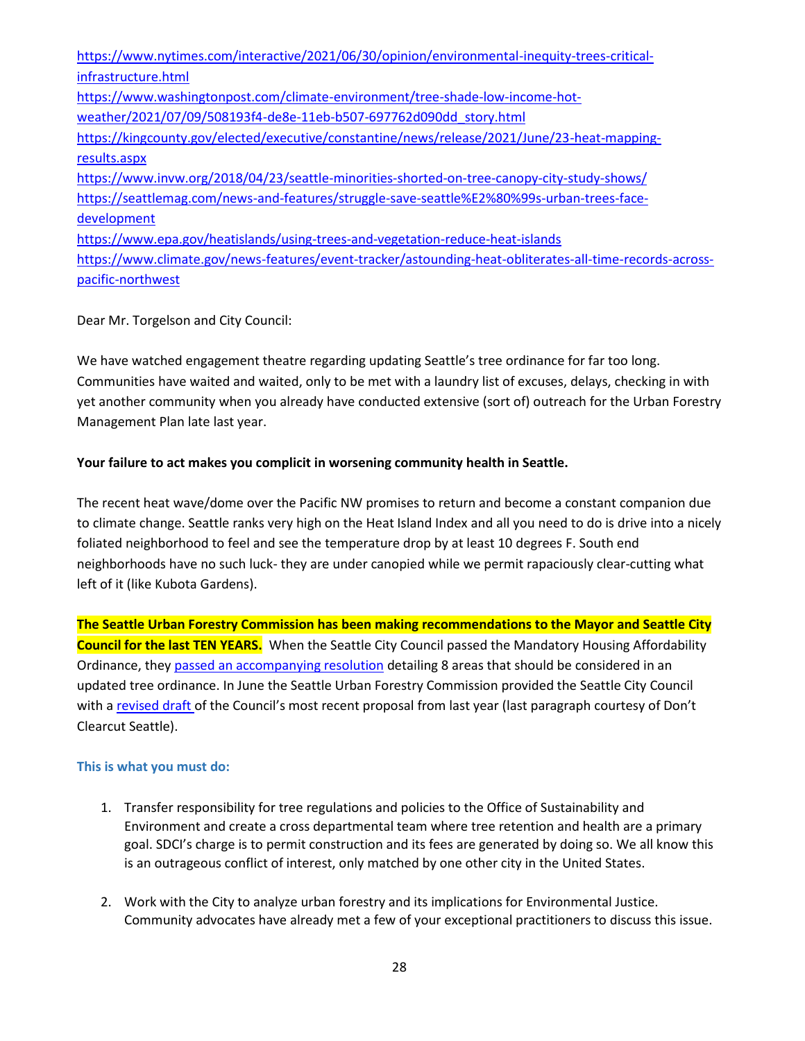https://www.nytimes.com/interactive/2021/06/30/opinion/environmental-inequity-trees-critical-infrastructure.html
https://www.washingtonpost.com/climate-environment/tree-shade-low-income-hot-weather/2021/07/09/508193f4-de8e-11eb-b507-697762d090dd_story.html
https://kingcounty.gov/elected/executive/constantine/news/release/2021/June/23-heat-mapping-results.aspx
https://www.invw.org/2018/04/23/seattle-minorities-shorted-on-tree-canopy-city-study-shows/
https://seattlemag.com/news-and-features/struggle-save-seattle%E2%80%99s-urban-trees-face-development
https://www.epa.gov/heatislands/using-trees-and-vegetation-reduce-heat-islands
https://www.climate.gov/news-features/event-tracker/astounding-heat-obliterates-all-time-records-across-pacific-northwest

Dear Mr. Torgelson and City Council:

We have watched engagement theatre regarding updating Seattle's tree ordinance for far too long. Communities have waited and waited, only to be met with a laundry list of excuses, delays, checking in with yet another community when you already have conducted extensive (sort of) outreach for the Urban Forestry Management Plan late last year.

**Your failure to act makes you complicit in worsening community health in Seattle.**

The recent heat wave/dome over the Pacific NW promises to return and become a constant companion due to climate change. Seattle ranks very high on the Heat Island Index and all you need to do is drive into a nicely foliated neighborhood to feel and see the temperature drop by at least 10 degrees F. South end neighborhoods have no such luck- they are under canopied while we permit rapaciously clear-cutting what left of it (like Kubota Gardens).

**The Seattle Urban Forestry Commission has been making recommendations to the Mayor and Seattle City Council for the last TEN YEARS.** When the Seattle City Council passed the Mandatory Housing Affordability Ordinance, they passed an accompanying resolution detailing 8 areas that should be considered in an updated tree ordinance. In June the Seattle Urban Forestry Commission provided the Seattle City Council with a revised draft of the Council's most recent proposal from last year (last paragraph courtesy of Don't Clearcut Seattle).

**This is what you must do:**

1. Transfer responsibility for tree regulations and policies to the Office of Sustainability and Environment and create a cross departmental team where tree retention and health are a primary goal. SDCI's charge is to permit construction and its fees are generated by doing so. We all know this is an outrageous conflict of interest, only matched by one other city in the United States.

2. Work with the City to analyze urban forestry and its implications for Environmental Justice. Community advocates have already met a few of your exceptional practitioners to discuss this issue.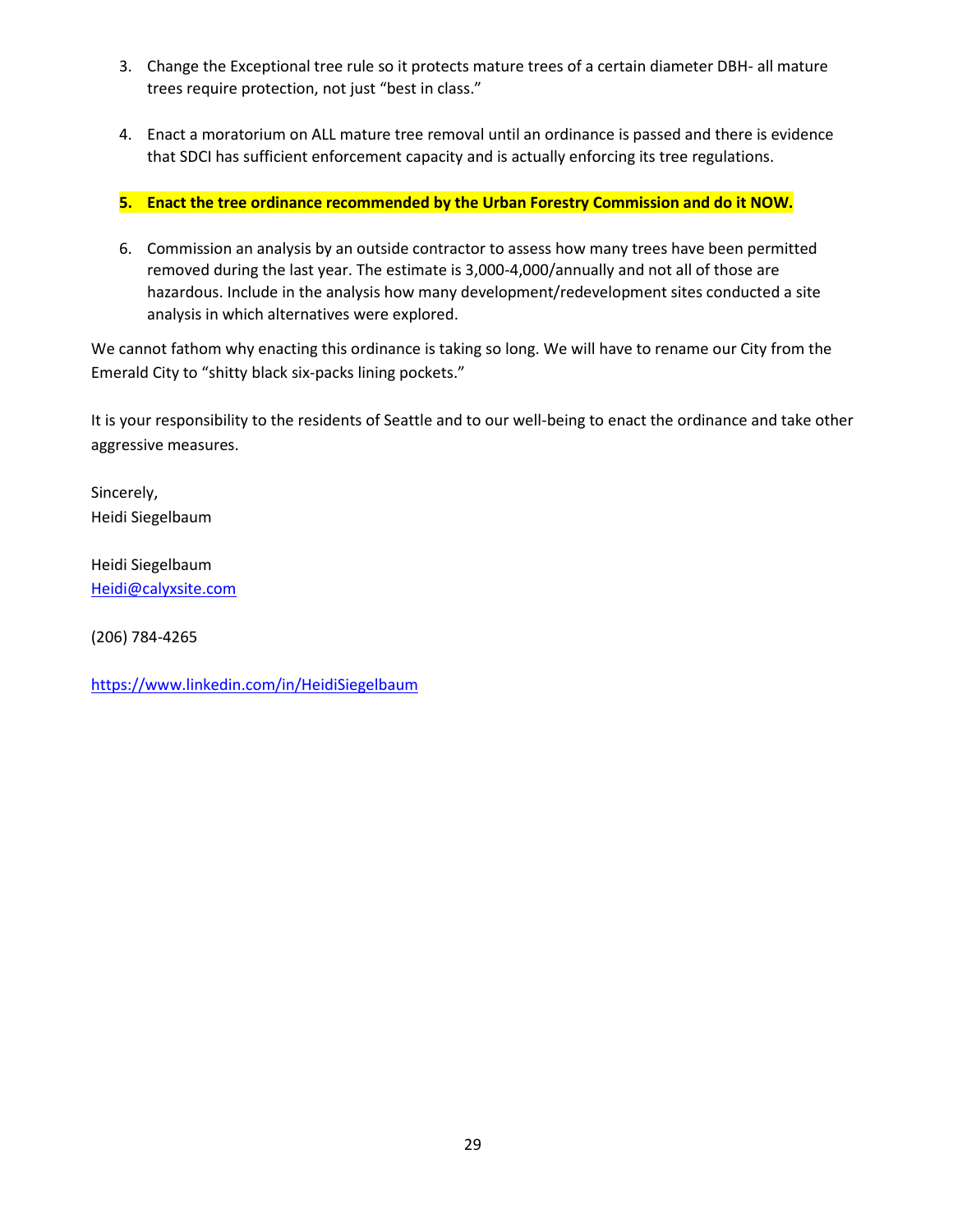3. Change the Exceptional tree rule so it protects mature trees of a certain diameter DBH- all mature trees require protection, not just "best in class."

4. Enact a moratorium on ALL mature tree removal until an ordinance is passed and there is evidence that SDCI has sufficient enforcement capacity and is actually enforcing its tree regulations.

5. **Enact the tree ordinance recommended by the Urban Forestry Commission and do it NOW.**

6. Commission an analysis by an outside contractor to assess how many trees have been permitted removed during the last year. The estimate is 3,000-4,000/annually and not all of those are hazardous. Include in the analysis how many development/redevelopment sites conducted a site analysis in which alternatives were explored.

We cannot fathom why enacting this ordinance is taking so long. We will have to rename our City from the Emerald City to "shitty black six-packs lining pockets."

It is your responsibility to the residents of Seattle and to our well-being to enact the ordinance and take other aggressive measures.

Sincerely,
Heidi Siegelbaum

Heidi Siegelbaum
Heidi@calyxsite.com

(206) 784-4265

https://www.linkedin.com/in/HeidiSiegelbaum